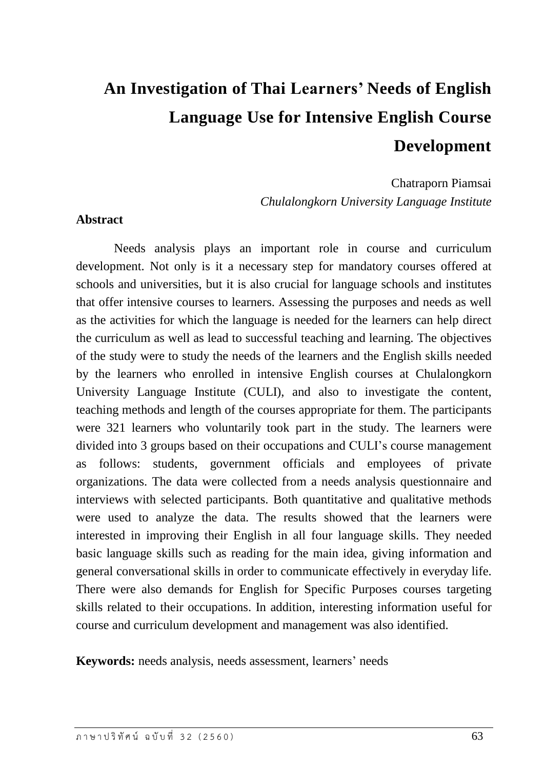# An Investigation of Thai Learners' Needs of English Language Use for Intensive English Course Development

Chatraporn Piamsai

*Chulalongkorn University Language Institute*

**Abstract**

Needs analysis plays an important role in course and curriculum development. Not only is it a necessary step for mandatory courses offered at schools and universities, but it is also crucial for language schools and institutes that offer intensive courses to learners. Assessing the purposes and needs as well as the activities for which the language is needed for the learners can help direct the curriculum as well as lead to successful teaching and learning. The objectives of the study were to study the needs of the learners and the English skills needed by the learners who enrolled in intensive English courses at Chulalongkorn University Language Institute (CULI), and also to investigate the content, teaching methods and length of the courses appropriate for them. The participants were 321 learners who voluntarily took part in the study. The learners were divided into 3 groups based on their occupations and CULI's course management as follows: students, government officials and employees of private organizations. The data were collected from a needs analysis questionnaire and interviews with selected participants. Both quantitative and qualitative methods were used to analyze the data. The results showed that the learners were interested in improving their English in all four language skills. They needed basic language skills such as reading for the main idea, giving information and general conversational skills in order to communicate effectively in everyday life. There were also demands for English for Specific Purposes courses targeting skills related to their occupations. In addition, interesting information useful for course and curriculum development and management was also identified.

**Keywords:** needs analysis, needs assessment, learners' needs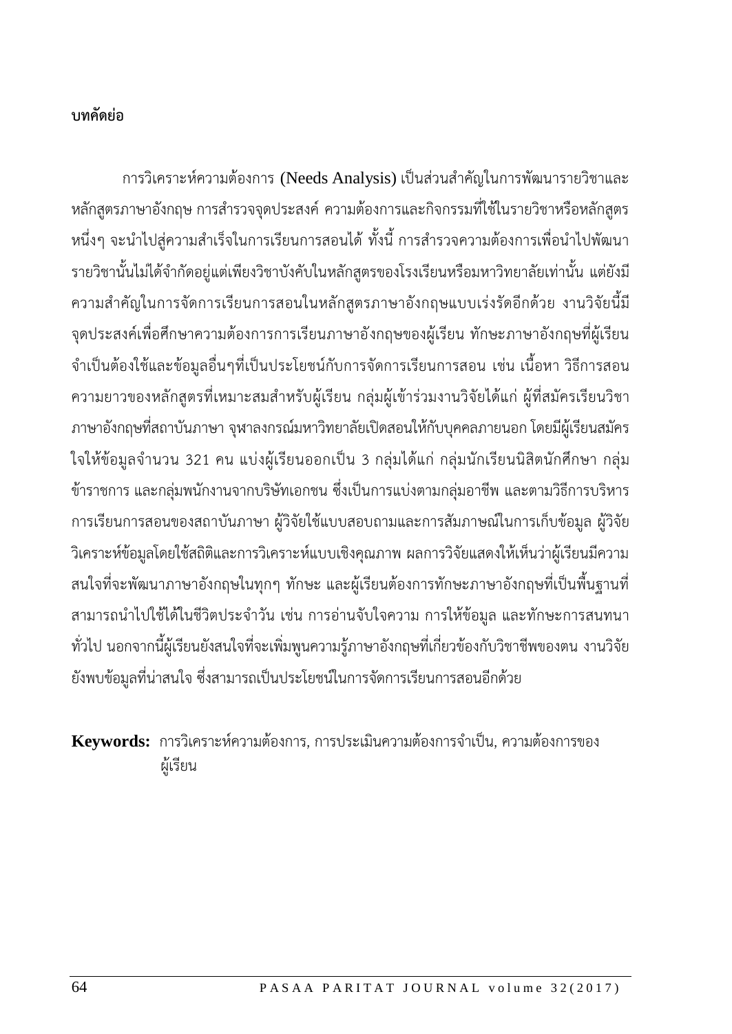**บทคัดย่อ**

การวิเคราะห์ความต้องการ (Needs Analysis) เป็นส่วนสำคัญในการพัฒนารายวิชาและหลักสูตรภาษาอังกฤษ การสำรวจจุดประสงค์ ความต้องการและกิจกรรมที่ใช้ในรายวิชาหรือหลักสูตรหนึ่งๆ จะนำไปสู่ความสำเร็จในการเรียนการสอนได้ ทั้งนี้ การสำรวจความต้องการเพื่อนำไปพัฒนารายวิชานั้นไม่ได้จำกัดอยู่แต่เพียงวิชาบังคับในหลักสูตรของโรงเรียนหรือมหาวิทยาลัยเท่านั้น แต่ยังมีความสำคัญในการจัดการเรียนการสอนในหลักสูตรภาษาอังกฤษแบบเร่งรัดอีกด้วย งานวิจัยนี้มีจุดประสงค์เพื่อศึกษาความต้องการการเรียนภาษาอังกฤษของผู้เรียน ทักษะภาษาอังกฤษที่ผู้เรียนจำเป็นต้องใช้และข้อมูลอื่นๆที่เป็นประโยชน์กับการจัดการเรียนการสอน เช่น เนื้อหา วิธีการสอน ความยาวของหลักสูตรที่เหมาะสมสำหรับผู้เรียน กลุ่มผู้เข้าร่วมงานวิจัยได้แก่ ผู้ที่สมัครเรียนวิชาภาษาอังกฤษที่สถาบันภาษา จุฬาลงกรณ์มหาวิทยาลัยเปิดสอนให้กับบุคคลภายนอก โดยมีผู้เรียนสมัครใจให้ข้อมูลจำนวน 321 คน แบ่งผู้เรียนออกเป็น 3 กลุ่มได้แก่ กลุ่มนักเรียนนิสิตนักศึกษา กลุ่มข้าราชการ และกลุ่มพนักงานจากบริษัทเอกชน ซึ่งเป็นการแบ่งตามกลุ่มอาชีพ และตามวิธีการบริหารการเรียนการสอนของสถาบันภาษา ผู้วิจัยใช้แบบสอบถามและการสัมภาษณ์ในการเก็บข้อมูล ผู้วิจัยวิเคราะห์ข้อมูลโดยใช้สถิติและการวิเคราะห์แบบเชิงคุณภาพ ผลการวิจัยแสดงให้เห็นว่าผู้เรียนมีความสนใจที่จะพัฒนาภาษาอังกฤษในทุกๆ ทักษะ และผู้เรียนต้องการทักษะภาษาอังกฤษที่เป็นพื้นฐานที่สามารถนำไปใช้ได้ในชีวิตประจำวัน เช่น การอ่านจับใจความ การให้ข้อมูล และทักษะการสนทนาทั่วไป นอกจากนี้ผู้เรียนยังสนใจที่จะเพิ่มพูนความรู้ภาษาอังกฤษที่เกี่ยวข้องกับวิชาชีพของตน งานวิจัยยังพบข้อมูลที่น่าสนใจ ซึ่งสามารถเป็นประโยชน์ในการจัดการเรียนการสอนอีกด้วย

**Keywords:** การวิเคราะห์ความต้องการ, การประเมินความต้องการจำเป็น, ความต้องการของผู้เรียน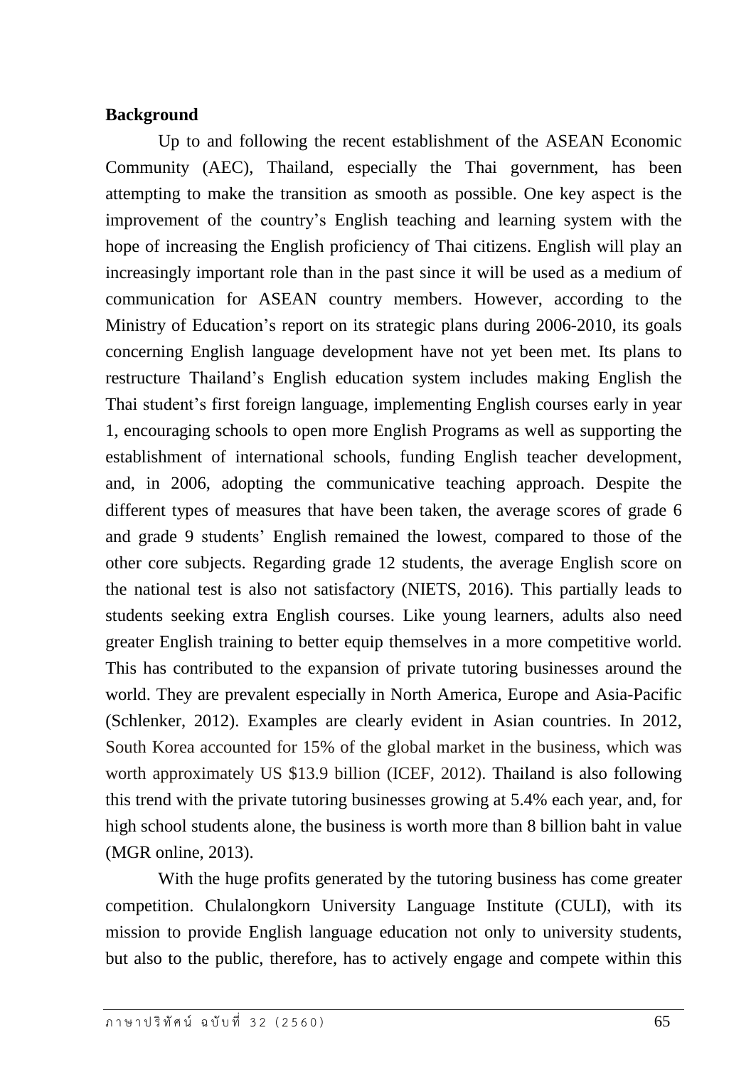**Background**

Up to and following the recent establishment of the ASEAN Economic Community (AEC), Thailand, especially the Thai government, has been attempting to make the transition as smooth as possible. One key aspect is the improvement of the country's English teaching and learning system with the hope of increasing the English proficiency of Thai citizens. English will play an increasingly important role than in the past since it will be used as a medium of communication for ASEAN country members. However, according to the Ministry of Education's report on its strategic plans during 2006-2010, its goals concerning English language development have not yet been met. Its plans to restructure Thailand's English education system includes making English the Thai student's first foreign language, implementing English courses early in year 1, encouraging schools to open more English Programs as well as supporting the establishment of international schools, funding English teacher development, and, in 2006, adopting the communicative teaching approach. Despite the different types of measures that have been taken, the average scores of grade 6 and grade 9 students' English remained the lowest, compared to those of the other core subjects. Regarding grade 12 students, the average English score on the national test is also not satisfactory (NIETS, 2016). This partially leads to students seeking extra English courses. Like young learners, adults also need greater English training to better equip themselves in a more competitive world. This has contributed to the expansion of private tutoring businesses around the world. They are prevalent especially in North America, Europe and Asia-Pacific (Schlenker, 2012). Examples are clearly evident in Asian countries. In 2012, South Korea accounted for 15% of the global market in the business, which was worth approximately US $13.9 billion (ICEF, 2012). Thailand is also following this trend with the private tutoring businesses growing at 5.4% each year, and, for high school students alone, the business is worth more than 8 billion baht in value (MGR online, 2013).

With the huge profits generated by the tutoring business has come greater competition. Chulalongkorn University Language Institute (CULI), with its mission to provide English language education not only to university students, but also to the public, therefore, has to actively engage and compete within this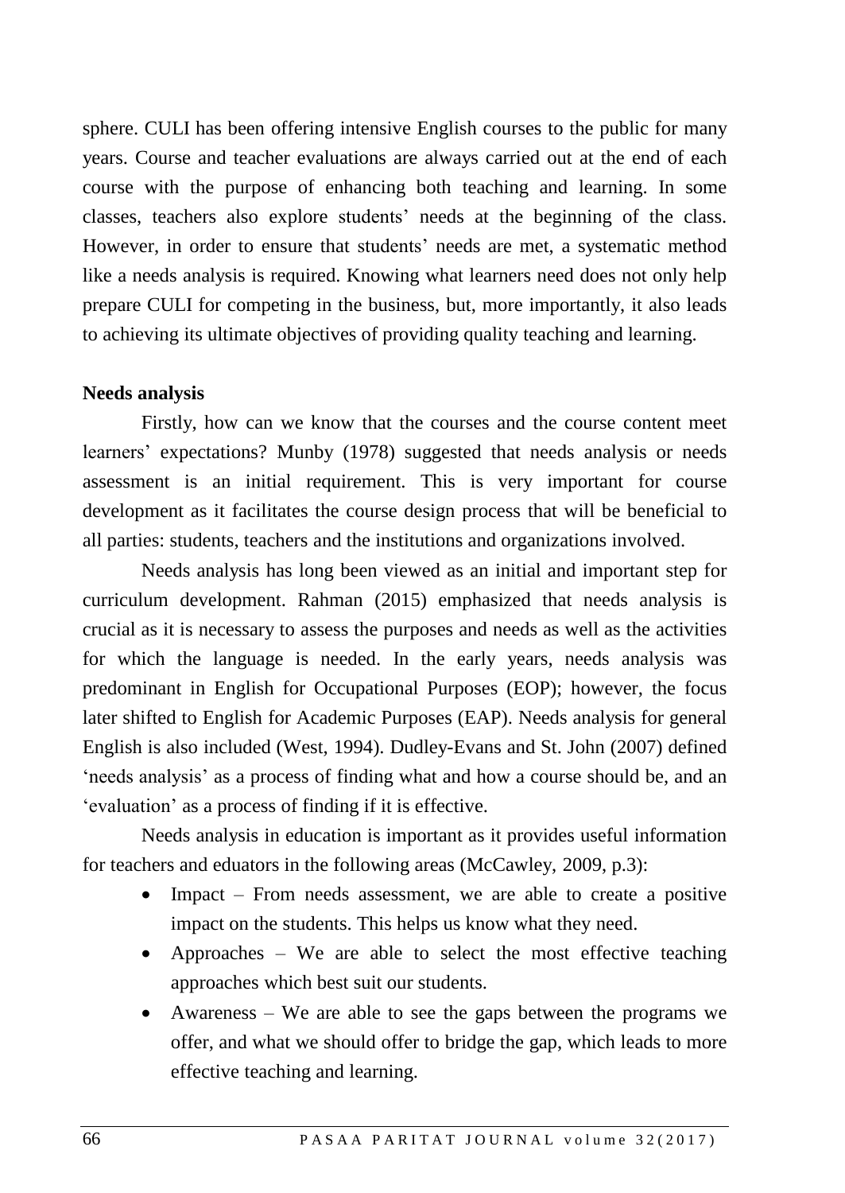sphere. CULI has been offering intensive English courses to the public for many years. Course and teacher evaluations are always carried out at the end of each course with the purpose of enhancing both teaching and learning. In some classes, teachers also explore students' needs at the beginning of the class. However, in order to ensure that students' needs are met, a systematic method like a needs analysis is required. Knowing what learners need does not only help prepare CULI for competing in the business, but, more importantly, it also leads to achieving its ultimate objectives of providing quality teaching and learning.

**Needs analysis**

Firstly, how can we know that the courses and the course content meet learners' expectations? Munby (1978) suggested that needs analysis or needs assessment is an initial requirement. This is very important for course development as it facilitates the course design process that will be beneficial to all parties: students, teachers and the institutions and organizations involved.

Needs analysis has long been viewed as an initial and important step for curriculum development. Rahman (2015) emphasized that needs analysis is crucial as it is necessary to assess the purposes and needs as well as the activities for which the language is needed. In the early years, needs analysis was predominant in English for Occupational Purposes (EOP); however, the focus later shifted to English for Academic Purposes (EAP). Needs analysis for general English is also included (West, 1994). Dudley-Evans and St. John (2007) defined 'needs analysis' as a process of finding what and how a course should be, and an 'evaluation' as a process of finding if it is effective.

Needs analysis in education is important as it provides useful information for teachers and eduators in the following areas (McCawley, 2009, p.3):

- Impact – From needs assessment, we are able to create a positive impact on the students. This helps us know what they need.
- Approaches – We are able to select the most effective teaching approaches which best suit our students.
- Awareness – We are able to see the gaps between the programs we offer, and what we should offer to bridge the gap, which leads to more effective teaching and learning.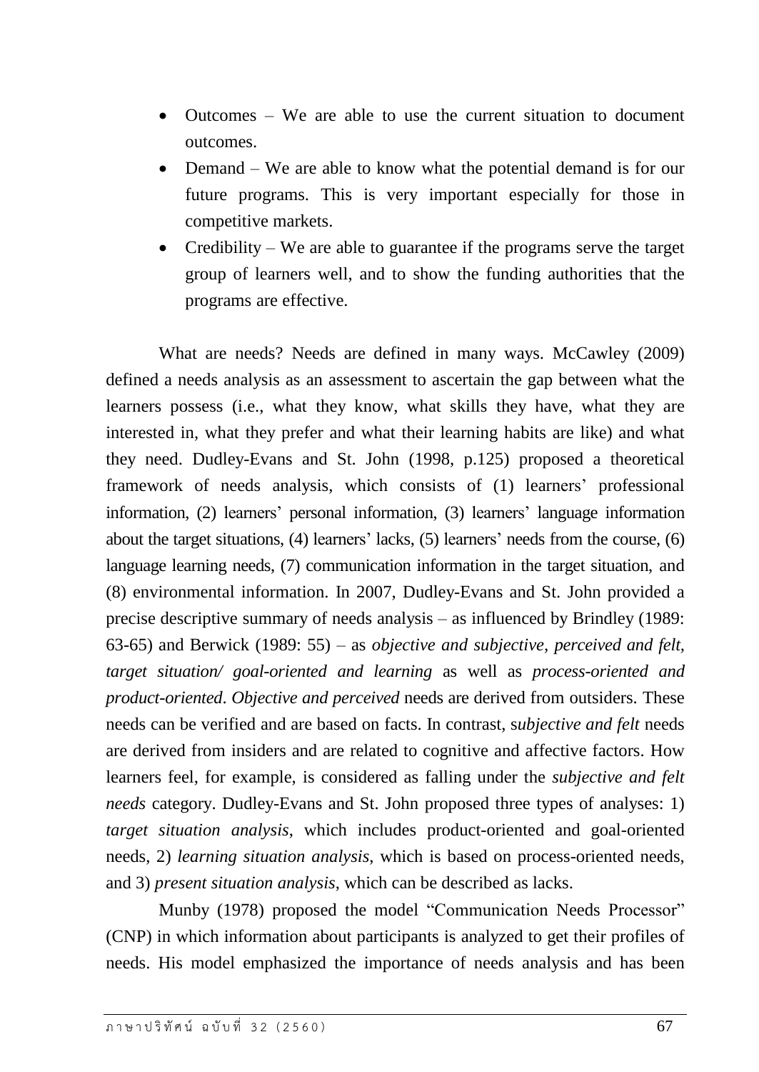- Outcomes – We are able to use the current situation to document outcomes.
- Demand – We are able to know what the potential demand is for our future programs. This is very important especially for those in competitive markets.
- Credibility – We are able to guarantee if the programs serve the target group of learners well, and to show the funding authorities that the programs are effective.

What are needs? Needs are defined in many ways. McCawley (2009) defined a needs analysis as an assessment to ascertain the gap between what the learners possess (i.e., what they know, what skills they have, what they are interested in, what they prefer and what their learning habits are like) and what they need. Dudley-Evans and St. John (1998, p.125) proposed a theoretical framework of needs analysis, which consists of (1) learners' professional information, (2) learners' personal information, (3) learners' language information about the target situations, (4) learners' lacks, (5) learners' needs from the course, (6) language learning needs, (7) communication information in the target situation, and (8) environmental information. In 2007, Dudley-Evans and St. John provided a precise descriptive summary of needs analysis – as influenced by Brindley (1989: 63-65) and Berwick (1989: 55) – as *objective and subjective, perceived and felt, target situation/ goal-oriented and learning* as well as *process-oriented and product-oriented*. *Objective and perceived* needs are derived from outsiders. These needs can be verified and are based on facts. In contrast, s*ubjective and felt* needs are derived from insiders and are related to cognitive and affective factors. How learners feel, for example, is considered as falling under the *subjective and felt needs* category. Dudley-Evans and St. John proposed three types of analyses: 1) *target situation analysis*, which includes product-oriented and goal-oriented needs, 2) *learning situation analysis*, which is based on process-oriented needs, and 3) *present situation analysis*, which can be described as lacks.

Munby (1978) proposed the model "Communication Needs Processor" (CNP) in which information about participants is analyzed to get their profiles of needs. His model emphasized the importance of needs analysis and has been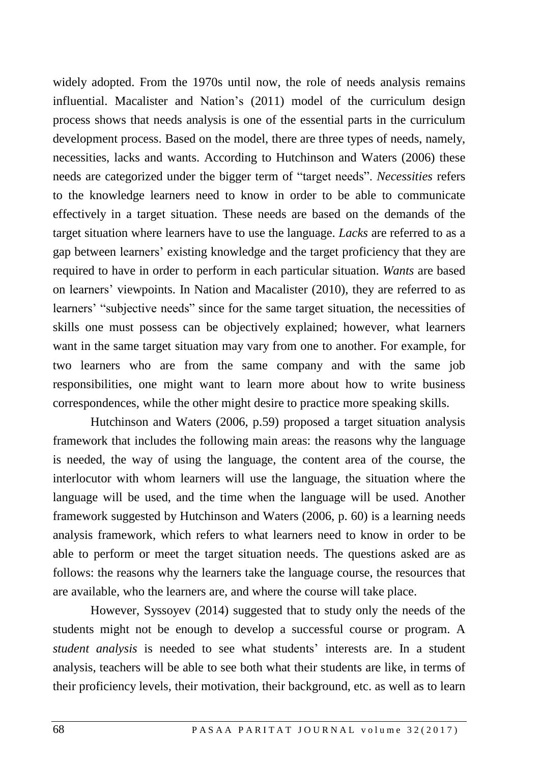widely adopted. From the 1970s until now, the role of needs analysis remains influential. Macalister and Nation's (2011) model of the curriculum design process shows that needs analysis is one of the essential parts in the curriculum development process. Based on the model, there are three types of needs, namely, necessities, lacks and wants. According to Hutchinson and Waters (2006) these needs are categorized under the bigger term of "target needs". *Necessities* refers to the knowledge learners need to know in order to be able to communicate effectively in a target situation. These needs are based on the demands of the target situation where learners have to use the language. *Lacks* are referred to as a gap between learners' existing knowledge and the target proficiency that they are required to have in order to perform in each particular situation. *Wants* are based on learners' viewpoints. In Nation and Macalister (2010), they are referred to as learners' "subjective needs" since for the same target situation, the necessities of skills one must possess can be objectively explained; however, what learners want in the same target situation may vary from one to another. For example, for two learners who are from the same company and with the same job responsibilities, one might want to learn more about how to write business correspondences, while the other might desire to practice more speaking skills.

Hutchinson and Waters (2006, p.59) proposed a target situation analysis framework that includes the following main areas: the reasons why the language is needed, the way of using the language, the content area of the course, the interlocutor with whom learners will use the language, the situation where the language will be used, and the time when the language will be used. Another framework suggested by Hutchinson and Waters (2006, p. 60) is a learning needs analysis framework, which refers to what learners need to know in order to be able to perform or meet the target situation needs. The questions asked are as follows: the reasons why the learners take the language course, the resources that are available, who the learners are, and where the course will take place.

However, Syssoyev (2014) suggested that to study only the needs of the students might not be enough to develop a successful course or program. A *student analysis* is needed to see what students' interests are. In a student analysis, teachers will be able to see both what their students are like, in terms of their proficiency levels, their motivation, their background, etc. as well as to learn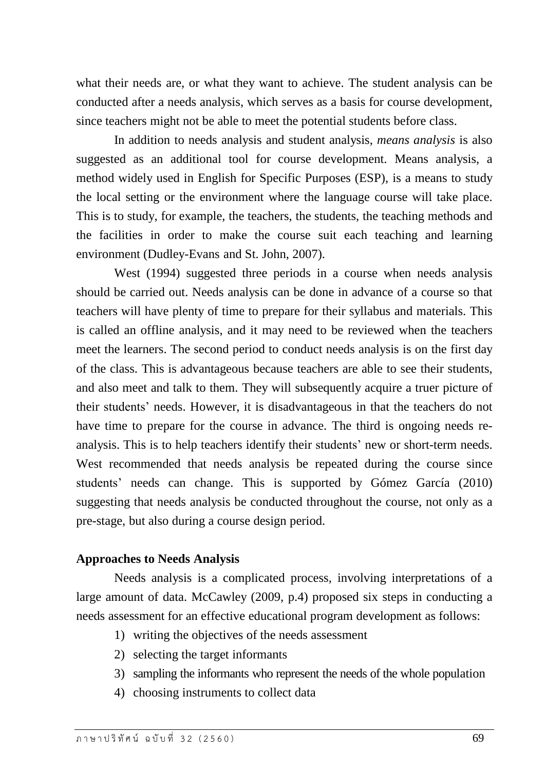what their needs are, or what they want to achieve. The student analysis can be conducted after a needs analysis, which serves as a basis for course development, since teachers might not be able to meet the potential students before class.

In addition to needs analysis and student analysis, *means analysis* is also suggested as an additional tool for course development. Means analysis, a method widely used in English for Specific Purposes (ESP), is a means to study the local setting or the environment where the language course will take place. This is to study, for example, the teachers, the students, the teaching methods and the facilities in order to make the course suit each teaching and learning environment (Dudley-Evans and St. John, 2007).

West (1994) suggested three periods in a course when needs analysis should be carried out. Needs analysis can be done in advance of a course so that teachers will have plenty of time to prepare for their syllabus and materials. This is called an offline analysis, and it may need to be reviewed when the teachers meet the learners. The second period to conduct needs analysis is on the first day of the class. This is advantageous because teachers are able to see their students, and also meet and talk to them. They will subsequently acquire a truer picture of their students' needs. However, it is disadvantageous in that the teachers do not have time to prepare for the course in advance. The third is ongoing needs re-analysis. This is to help teachers identify their students' new or short-term needs. West recommended that needs analysis be repeated during the course since students' needs can change. This is supported by Gómez García (2010) suggesting that needs analysis be conducted throughout the course, not only as a pre-stage, but also during a course design period.

**Approaches to Needs Analysis**

Needs analysis is a complicated process, involving interpretations of a large amount of data. McCawley (2009, p.4) proposed six steps in conducting a needs assessment for an effective educational program development as follows:

1) writing the objectives of the needs assessment
2) selecting the target informants
3) sampling the informants who represent the needs of the whole population
4) choosing instruments to collect data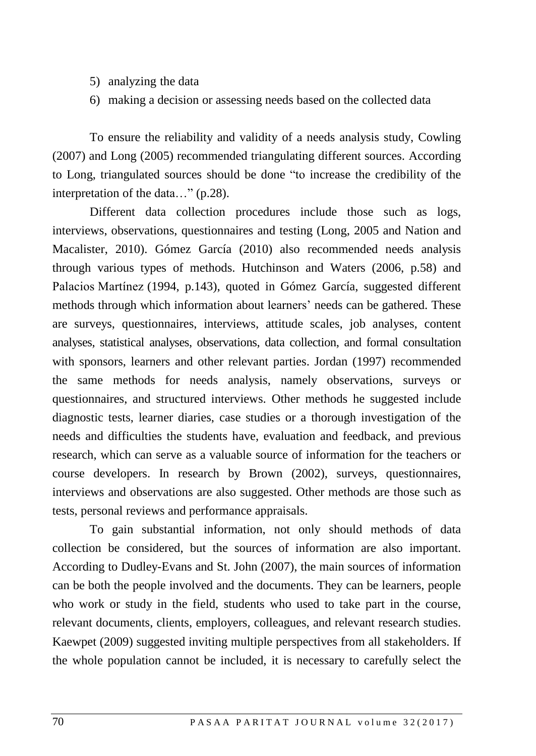5) analyzing the data
6) making a decision or assessing needs based on the collected data

To ensure the reliability and validity of a needs analysis study, Cowling (2007) and Long (2005) recommended triangulating different sources. According to Long, triangulated sources should be done "to increase the credibility of the interpretation of the data…" (p.28).

Different data collection procedures include those such as logs, interviews, observations, questionnaires and testing (Long, 2005 and Nation and Macalister, 2010). Gómez García (2010) also recommended needs analysis through various types of methods. Hutchinson and Waters (2006, p.58) and Palacios Martínez (1994, p.143), quoted in Gómez García, suggested different methods through which information about learners' needs can be gathered. These are surveys, questionnaires, interviews, attitude scales, job analyses, content analyses, statistical analyses, observations, data collection, and formal consultation with sponsors, learners and other relevant parties. Jordan (1997) recommended the same methods for needs analysis, namely observations, surveys or questionnaires, and structured interviews. Other methods he suggested include diagnostic tests, learner diaries, case studies or a thorough investigation of the needs and difficulties the students have, evaluation and feedback, and previous research, which can serve as a valuable source of information for the teachers or course developers. In research by Brown (2002), surveys, questionnaires, interviews and observations are also suggested. Other methods are those such as tests, personal reviews and performance appraisals.

To gain substantial information, not only should methods of data collection be considered, but the sources of information are also important. According to Dudley-Evans and St. John (2007), the main sources of information can be both the people involved and the documents. They can be learners, people who work or study in the field, students who used to take part in the course, relevant documents, clients, employers, colleagues, and relevant research studies. Kaewpet (2009) suggested inviting multiple perspectives from all stakeholders. If the whole population cannot be included, it is necessary to carefully select the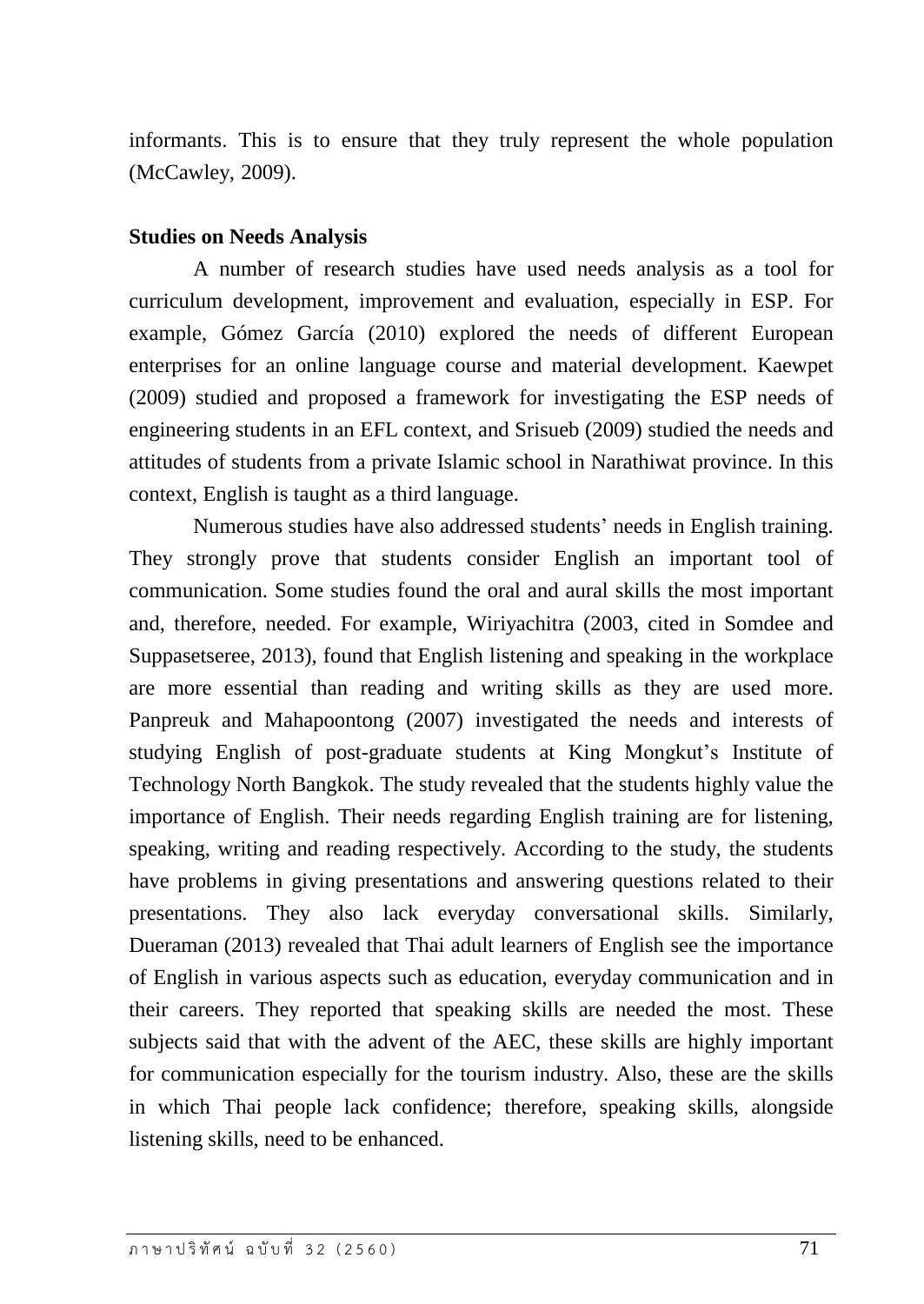informants. This is to ensure that they truly represent the whole population (McCawley, 2009).

**Studies on Needs Analysis**

A number of research studies have used needs analysis as a tool for curriculum development, improvement and evaluation, especially in ESP. For example, Gómez García (2010) explored the needs of different European enterprises for an online language course and material development. Kaewpet (2009) studied and proposed a framework for investigating the ESP needs of engineering students in an EFL context, and Srisueb (2009) studied the needs and attitudes of students from a private Islamic school in Narathiwat province. In this context, English is taught as a third language.

Numerous studies have also addressed students' needs in English training. They strongly prove that students consider English an important tool of communication. Some studies found the oral and aural skills the most important and, therefore, needed. For example, Wiriyachitra (2003, cited in Somdee and Suppasetseree, 2013), found that English listening and speaking in the workplace are more essential than reading and writing skills as they are used more. Panpreuk and Mahapoontong (2007) investigated the needs and interests of studying English of post-graduate students at King Mongkut's Institute of Technology North Bangkok. The study revealed that the students highly value the importance of English. Their needs regarding English training are for listening, speaking, writing and reading respectively. According to the study, the students have problems in giving presentations and answering questions related to their presentations. They also lack everyday conversational skills. Similarly, Dueraman (2013) revealed that Thai adult learners of English see the importance of English in various aspects such as education, everyday communication and in their careers. They reported that speaking skills are needed the most. These subjects said that with the advent of the AEC, these skills are highly important for communication especially for the tourism industry. Also, these are the skills in which Thai people lack confidence; therefore, speaking skills, alongside listening skills, need to be enhanced.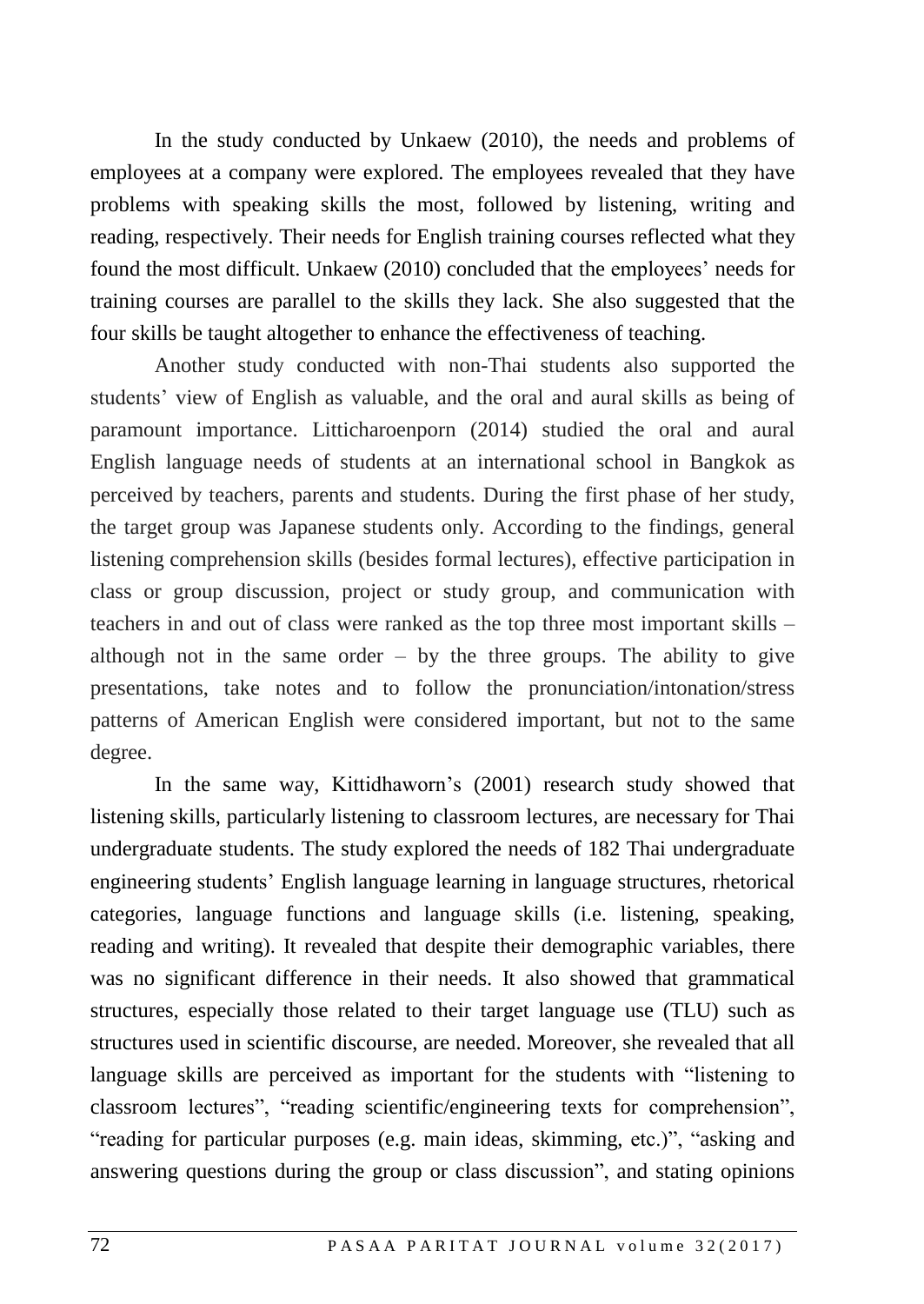In the study conducted by Unkaew (2010), the needs and problems of employees at a company were explored. The employees revealed that they have problems with speaking skills the most, followed by listening, writing and reading, respectively. Their needs for English training courses reflected what they found the most difficult. Unkaew (2010) concluded that the employees' needs for training courses are parallel to the skills they lack. She also suggested that the four skills be taught altogether to enhance the effectiveness of teaching.

Another study conducted with non-Thai students also supported the students' view of English as valuable, and the oral and aural skills as being of paramount importance. Litticharoenporn (2014) studied the oral and aural English language needs of students at an international school in Bangkok as perceived by teachers, parents and students. During the first phase of her study, the target group was Japanese students only. According to the findings, general listening comprehension skills (besides formal lectures), effective participation in class or group discussion, project or study group, and communication with teachers in and out of class were ranked as the top three most important skills – although not in the same order – by the three groups. The ability to give presentations, take notes and to follow the pronunciation/intonation/stress patterns of American English were considered important, but not to the same degree.

In the same way, Kittidhaworn's (2001) research study showed that listening skills, particularly listening to classroom lectures, are necessary for Thai undergraduate students. The study explored the needs of 182 Thai undergraduate engineering students' English language learning in language structures, rhetorical categories, language functions and language skills (i.e. listening, speaking, reading and writing). It revealed that despite their demographic variables, there was no significant difference in their needs. It also showed that grammatical structures, especially those related to their target language use (TLU) such as structures used in scientific discourse, are needed. Moreover, she revealed that all language skills are perceived as important for the students with "listening to classroom lectures", "reading scientific/engineering texts for comprehension", "reading for particular purposes (e.g. main ideas, skimming, etc.)", "asking and answering questions during the group or class discussion", and stating opinions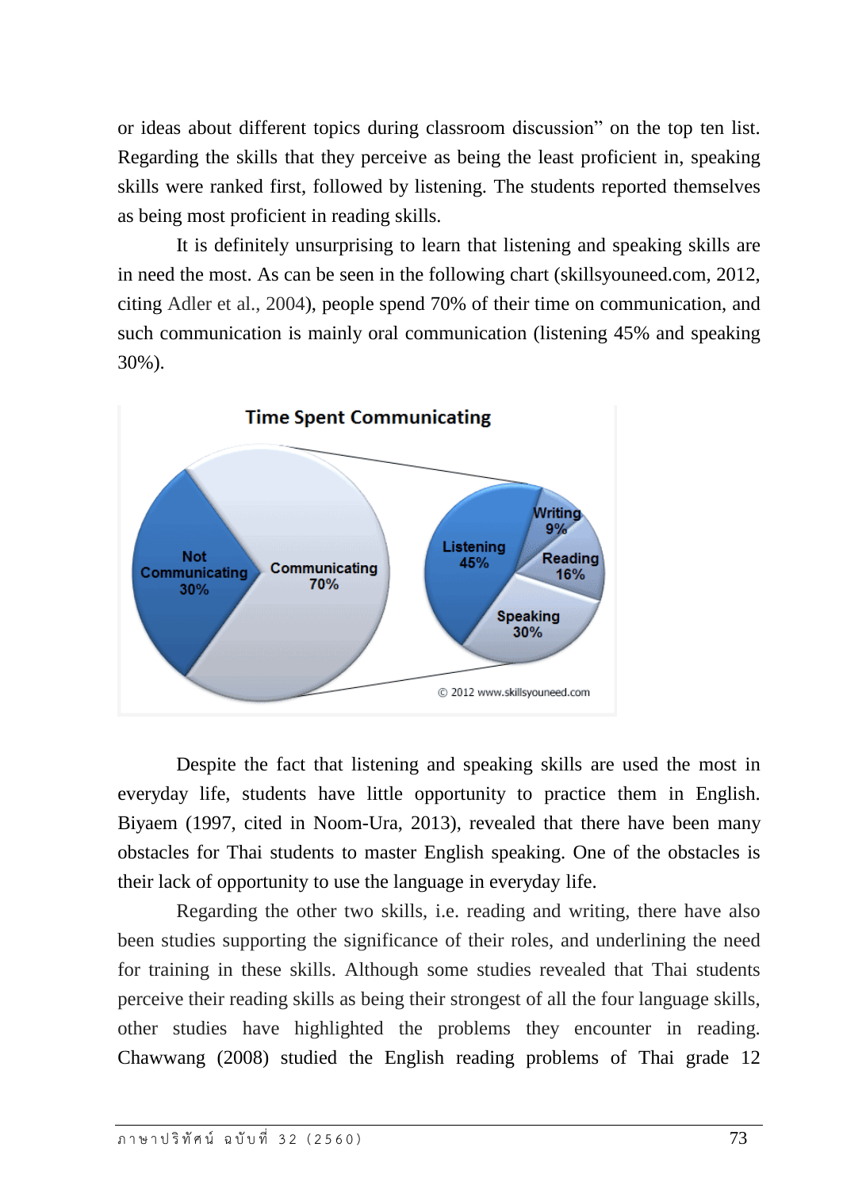or ideas about different topics during classroom discussion" on the top ten list. Regarding the skills that they perceive as being the least proficient in, speaking skills were ranked first, followed by listening. The students reported themselves as being most proficient in reading skills.

It is definitely unsurprising to learn that listening and speaking skills are in need the most. As can be seen in the following chart (skillsyouneed.com, 2012, citing Adler et al., 2004), people spend 70% of their time on communication, and such communication is mainly oral communication (listening 45% and speaking 30%).

**Time Spent Communicating**

Not Communicating 30%
Communicating 70%

Listening 45%
Writing 9%
Reading 16%
Speaking 30%

© 2012 www.skillsyouneed.com

Despite the fact that listening and speaking skills are used the most in everyday life, students have little opportunity to practice them in English. Biyaem (1997, cited in Noom-Ura, 2013), revealed that there have been many obstacles for Thai students to master English speaking. One of the obstacles is their lack of opportunity to use the language in everyday life.

Regarding the other two skills, i.e. reading and writing, there have also been studies supporting the significance of their roles, and underlining the need for training in these skills. Although some studies revealed that Thai students perceive their reading skills as being their strongest of all the four language skills, other studies have highlighted the problems they encounter in reading. Chawwang (2008) studied the English reading problems of Thai grade 12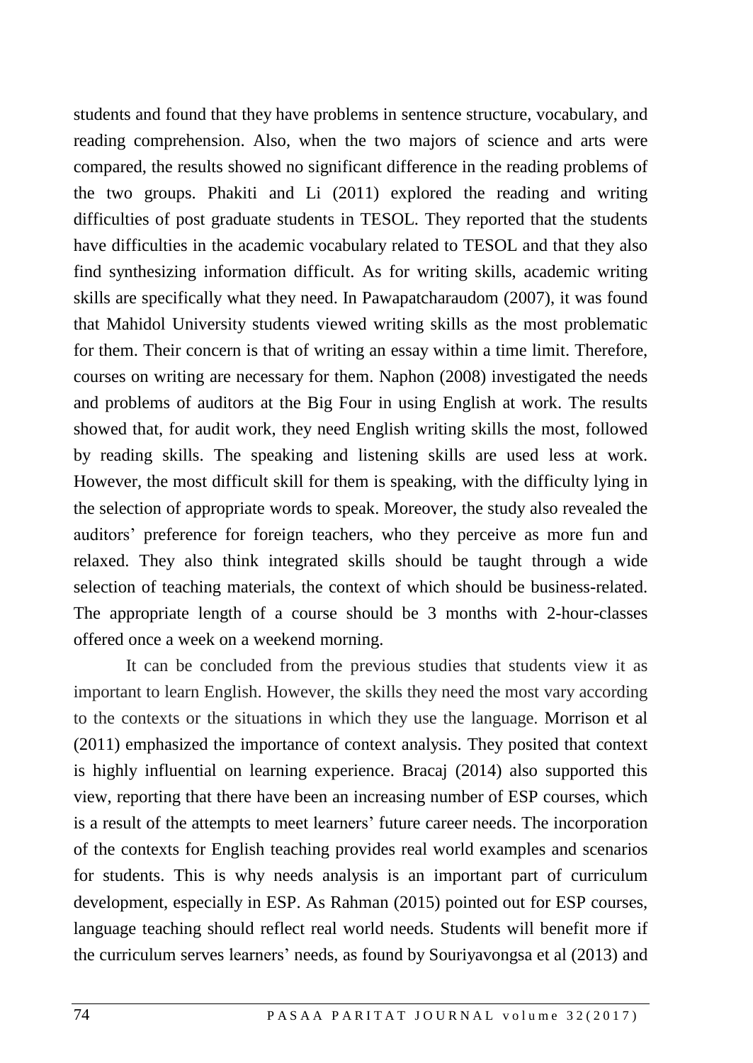students and found that they have problems in sentence structure, vocabulary, and reading comprehension. Also, when the two majors of science and arts were compared, the results showed no significant difference in the reading problems of the two groups. Phakiti and Li (2011) explored the reading and writing difficulties of post graduate students in TESOL. They reported that the students have difficulties in the academic vocabulary related to TESOL and that they also find synthesizing information difficult. As for writing skills, academic writing skills are specifically what they need. In Pawapatcharaudom (2007), it was found that Mahidol University students viewed writing skills as the most problematic for them. Their concern is that of writing an essay within a time limit. Therefore, courses on writing are necessary for them. Naphon (2008) investigated the needs and problems of auditors at the Big Four in using English at work. The results showed that, for audit work, they need English writing skills the most, followed by reading skills. The speaking and listening skills are used less at work. However, the most difficult skill for them is speaking, with the difficulty lying in the selection of appropriate words to speak. Moreover, the study also revealed the auditors' preference for foreign teachers, who they perceive as more fun and relaxed. They also think integrated skills should be taught through a wide selection of teaching materials, the context of which should be business-related. The appropriate length of a course should be 3 months with 2-hour-classes offered once a week on a weekend morning.

It can be concluded from the previous studies that students view it as important to learn English. However, the skills they need the most vary according to the contexts or the situations in which they use the language. Morrison et al (2011) emphasized the importance of context analysis. They posited that context is highly influential on learning experience. Bracaj (2014) also supported this view, reporting that there have been an increasing number of ESP courses, which is a result of the attempts to meet learners' future career needs. The incorporation of the contexts for English teaching provides real world examples and scenarios for students. This is why needs analysis is an important part of curriculum development, especially in ESP. As Rahman (2015) pointed out for ESP courses, language teaching should reflect real world needs. Students will benefit more if the curriculum serves learners' needs, as found by Souriyavongsa et al (2013) and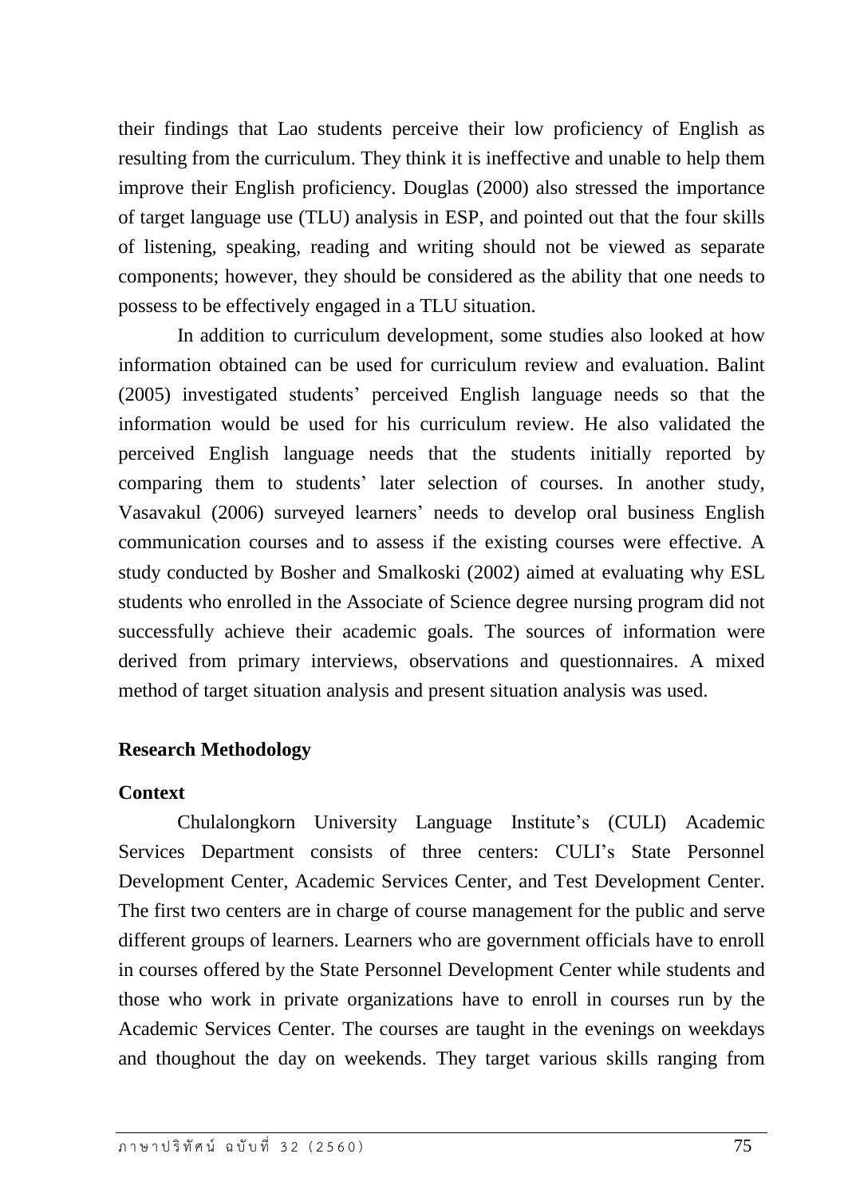their findings that Lao students perceive their low proficiency of English as resulting from the curriculum. They think it is ineffective and unable to help them improve their English proficiency. Douglas (2000) also stressed the importance of target language use (TLU) analysis in ESP, and pointed out that the four skills of listening, speaking, reading and writing should not be viewed as separate components; however, they should be considered as the ability that one needs to possess to be effectively engaged in a TLU situation.

In addition to curriculum development, some studies also looked at how information obtained can be used for curriculum review and evaluation. Balint (2005) investigated students' perceived English language needs so that the information would be used for his curriculum review. He also validated the perceived English language needs that the students initially reported by comparing them to students' later selection of courses. In another study, Vasavakul (2006) surveyed learners' needs to develop oral business English communication courses and to assess if the existing courses were effective. A study conducted by Bosher and Smalkoski (2002) aimed at evaluating why ESL students who enrolled in the Associate of Science degree nursing program did not successfully achieve their academic goals. The sources of information were derived from primary interviews, observations and questionnaires. A mixed method of target situation analysis and present situation analysis was used.

## Research Methodology

### Context

Chulalongkorn University Language Institute's (CULI) Academic Services Department consists of three centers: CULI's State Personnel Development Center, Academic Services Center, and Test Development Center. The first two centers are in charge of course management for the public and serve different groups of learners. Learners who are government officials have to enroll in courses offered by the State Personnel Development Center while students and those who work in private organizations have to enroll in courses run by the Academic Services Center. The courses are taught in the evenings on weekdays and thoughout the day on weekends. They target various skills ranging from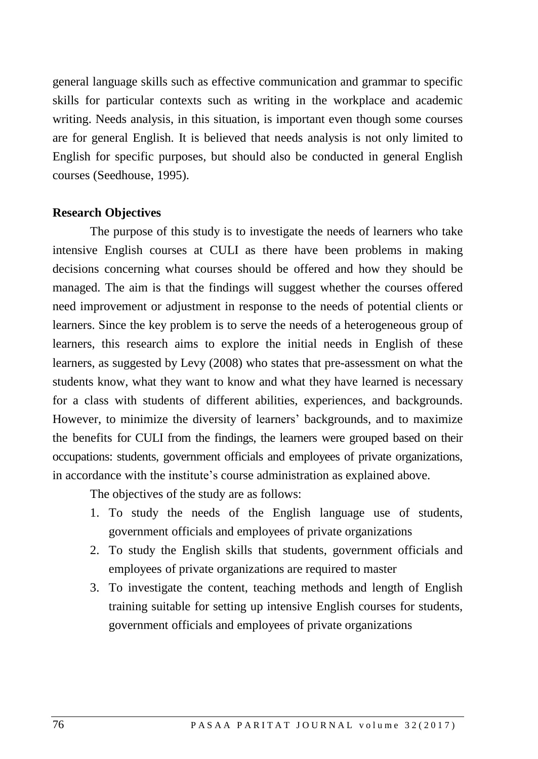general language skills such as effective communication and grammar to specific skills for particular contexts such as writing in the workplace and academic writing. Needs analysis, in this situation, is important even though some courses are for general English. It is believed that needs analysis is not only limited to English for specific purposes, but should also be conducted in general English courses (Seedhouse, 1995).

**Research Objectives**

The purpose of this study is to investigate the needs of learners who take intensive English courses at CULI as there have been problems in making decisions concerning what courses should be offered and how they should be managed. The aim is that the findings will suggest whether the courses offered need improvement or adjustment in response to the needs of potential clients or learners. Since the key problem is to serve the needs of a heterogeneous group of learners, this research aims to explore the initial needs in English of these learners, as suggested by Levy (2008) who states that pre-assessment on what the students know, what they want to know and what they have learned is necessary for a class with students of different abilities, experiences, and backgrounds. However, to minimize the diversity of learners' backgrounds, and to maximize the benefits for CULI from the findings, the learners were grouped based on their occupations: students, government officials and employees of private organizations, in accordance with the institute's course administration as explained above.

The objectives of the study are as follows:

1. To study the needs of the English language use of students, government officials and employees of private organizations
2. To study the English skills that students, government officials and employees of private organizations are required to master
3. To investigate the content, teaching methods and length of English training suitable for setting up intensive English courses for students, government officials and employees of private organizations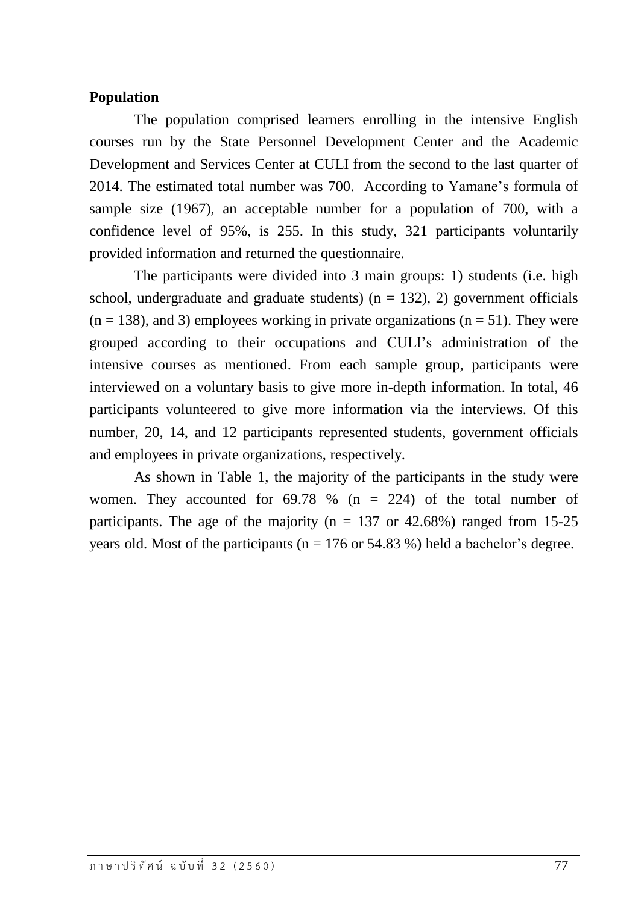**Population**

The population comprised learners enrolling in the intensive English courses run by the State Personnel Development Center and the Academic Development and Services Center at CULI from the second to the last quarter of 2014. The estimated total number was 700. According to Yamane's formula of sample size (1967), an acceptable number for a population of 700, with a confidence level of 95%, is 255. In this study, 321 participants voluntarily provided information and returned the questionnaire.

The participants were divided into 3 main groups: 1) students (i.e. high school, undergraduate and graduate students) (n = 132), 2) government officials (n = 138), and 3) employees working in private organizations (n = 51). They were grouped according to their occupations and CULI's administration of the intensive courses as mentioned. From each sample group, participants were interviewed on a voluntary basis to give more in-depth information. In total, 46 participants volunteered to give more information via the interviews. Of this number, 20, 14, and 12 participants represented students, government officials and employees in private organizations, respectively.

As shown in Table 1, the majority of the participants in the study were women. They accounted for 69.78 % (n = 224) of the total number of participants. The age of the majority (n = 137 or 42.68%) ranged from 15-25 years old. Most of the participants (n = 176 or 54.83 %) held a bachelor's degree.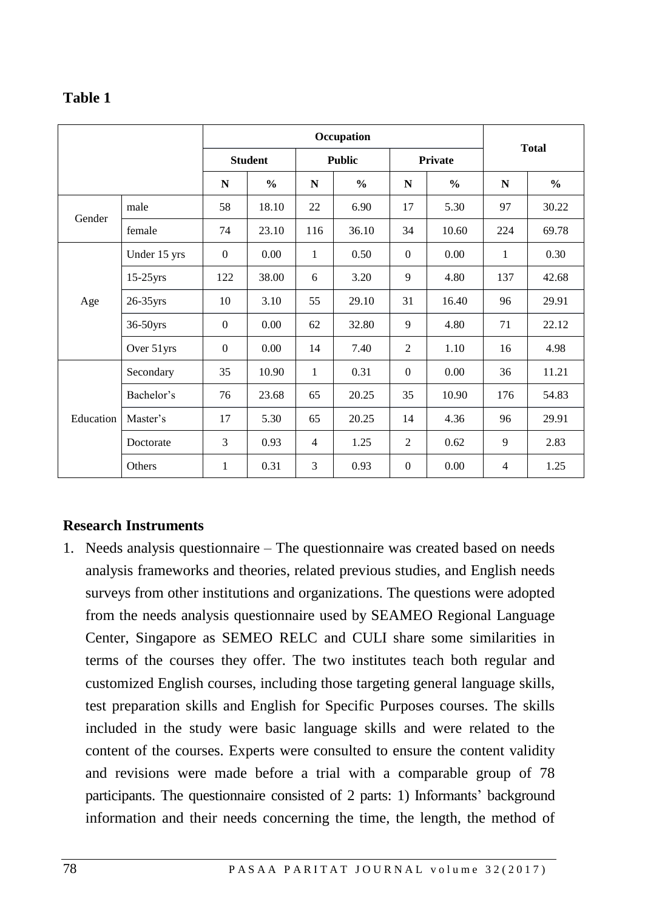**Table 1**

| | | Occupation | | | | | | Total | |
|---|---|---|---|---|---|---|---|---|---|
| | | Student | | Public | | Private | | | |
| | | N | % | N | % | N | % | N | % |
| Gender | male | 58 | 18.10 | 22 | 6.90 | 17 | 5.30 | 97 | 30.22 |
| | female | 74 | 23.10 | 116 | 36.10 | 34 | 10.60 | 224 | 69.78 |
| Age | Under 15 yrs | 0 | 0.00 | 1 | 0.50 | 0 | 0.00 | 1 | 0.30 |
| | 15-25yrs | 122 | 38.00 | 6 | 3.20 | 9 | 4.80 | 137 | 42.68 |
| | 26-35yrs | 10 | 3.10 | 55 | 29.10 | 31 | 16.40 | 96 | 29.91 |
| | 36-50yrs | 0 | 0.00 | 62 | 32.80 | 9 | 4.80 | 71 | 22.12 |
| | Over 51yrs | 0 | 0.00 | 14 | 7.40 | 2 | 1.10 | 16 | 4.98 |
| Education | Secondary | 35 | 10.90 | 1 | 0.31 | 0 | 0.00 | 36 | 11.21 |
| | Bachelor's | 76 | 23.68 | 65 | 20.25 | 35 | 10.90 | 176 | 54.83 |
| | Master's | 17 | 5.30 | 65 | 20.25 | 14 | 4.36 | 96 | 29.91 |
| | Doctorate | 3 | 0.93 | 4 | 1.25 | 2 | 0.62 | 9 | 2.83 |
| | Others | 1 | 0.31 | 3 | 0.93 | 0 | 0.00 | 4 | 1.25 |

## Research Instruments

1. Needs analysis questionnaire – The questionnaire was created based on needs analysis frameworks and theories, related previous studies, and English needs surveys from other institutions and organizations. The questions were adopted from the needs analysis questionnaire used by SEAMEO Regional Language Center, Singapore as SEMEO RELC and CULI share some similarities in terms of the courses they offer. The two institutes teach both regular and customized English courses, including those targeting general language skills, test preparation skills and English for Specific Purposes courses. The skills included in the study were basic language skills and were related to the content of the courses. Experts were consulted to ensure the content validity and revisions were made before a trial with a comparable group of 78 participants. The questionnaire consisted of 2 parts: 1) Informants' background information and their needs concerning the time, the length, the method of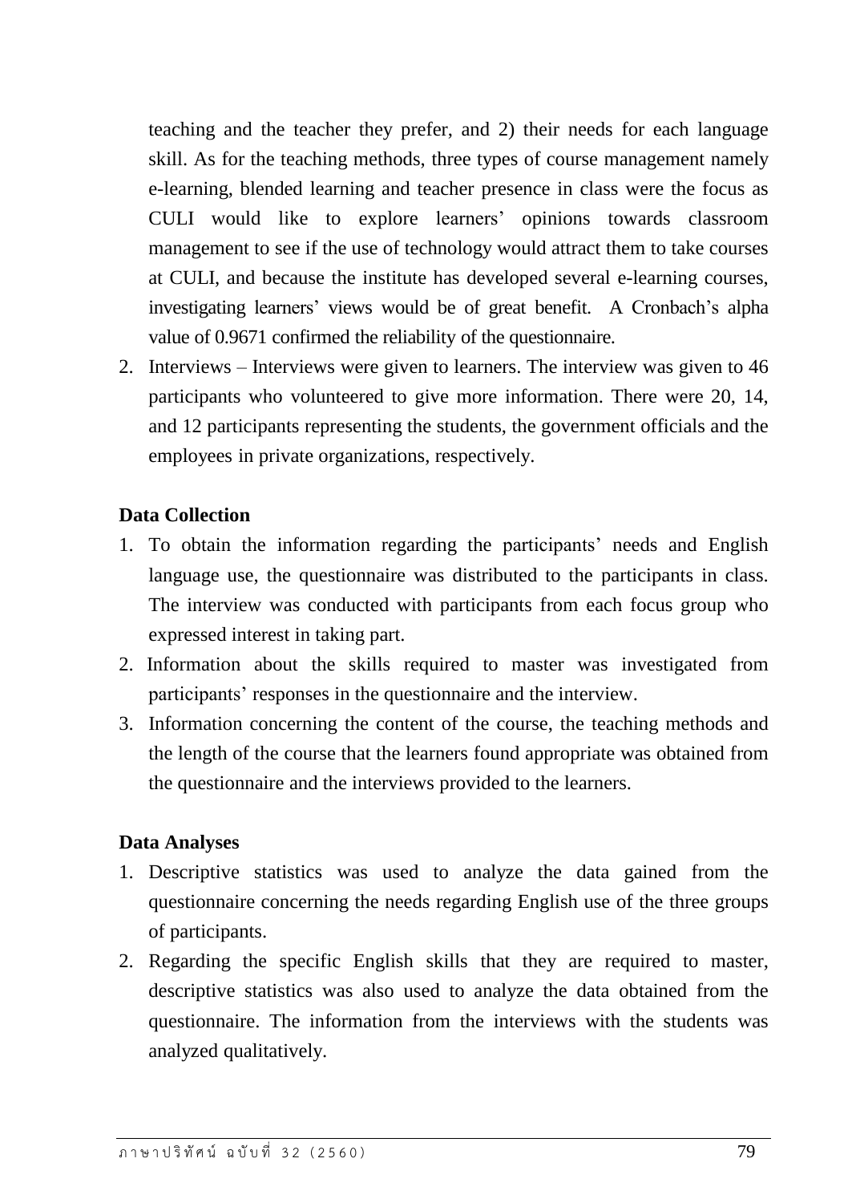teaching and the teacher they prefer, and 2) their needs for each language skill. As for the teaching methods, three types of course management namely e-learning, blended learning and teacher presence in class were the focus as CULI would like to explore learners' opinions towards classroom management to see if the use of technology would attract them to take courses at CULI, and because the institute has developed several e-learning courses, investigating learners' views would be of great benefit. A Cronbach's alpha value of 0.9671 confirmed the reliability of the questionnaire.

2. Interviews – Interviews were given to learners. The interview was given to 46 participants who volunteered to give more information. There were 20, 14, and 12 participants representing the students, the government officials and the employees in private organizations, respectively.

**Data Collection**

1. To obtain the information regarding the participants' needs and English language use, the questionnaire was distributed to the participants in class. The interview was conducted with participants from each focus group who expressed interest in taking part.
2. Information about the skills required to master was investigated from participants' responses in the questionnaire and the interview.
3. Information concerning the content of the course, the teaching methods and the length of the course that the learners found appropriate was obtained from the questionnaire and the interviews provided to the learners.

**Data Analyses**

1. Descriptive statistics was used to analyze the data gained from the questionnaire concerning the needs regarding English use of the three groups of participants.
2. Regarding the specific English skills that they are required to master, descriptive statistics was also used to analyze the data obtained from the questionnaire. The information from the interviews with the students was analyzed qualitatively.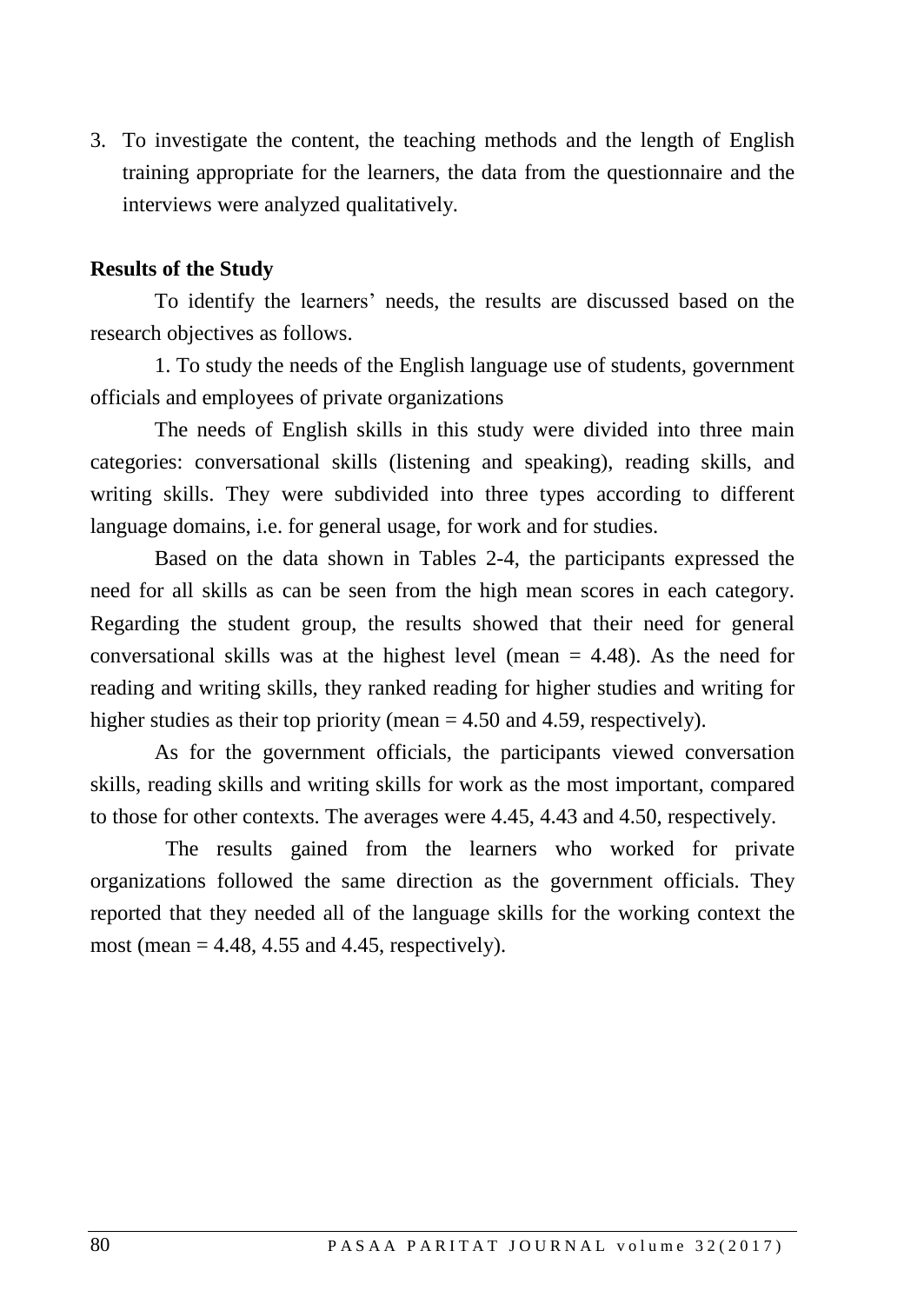3. To investigate the content, the teaching methods and the length of English training appropriate for the learners, the data from the questionnaire and the interviews were analyzed qualitatively.

**Results of the Study**

To identify the learners' needs, the results are discussed based on the research objectives as follows.

1. To study the needs of the English language use of students, government officials and employees of private organizations

The needs of English skills in this study were divided into three main categories: conversational skills (listening and speaking), reading skills, and writing skills. They were subdivided into three types according to different language domains, i.e. for general usage, for work and for studies.

Based on the data shown in Tables 2-4, the participants expressed the need for all skills as can be seen from the high mean scores in each category. Regarding the student group, the results showed that their need for general conversational skills was at the highest level (mean = 4.48). As the need for reading and writing skills, they ranked reading for higher studies and writing for higher studies as their top priority (mean = 4.50 and 4.59, respectively).

As for the government officials, the participants viewed conversation skills, reading skills and writing skills for work as the most important, compared to those for other contexts. The averages were 4.45, 4.43 and 4.50, respectively.

The results gained from the learners who worked for private organizations followed the same direction as the government officials. They reported that they needed all of the language skills for the working context the most (mean = 4.48, 4.55 and 4.45, respectively).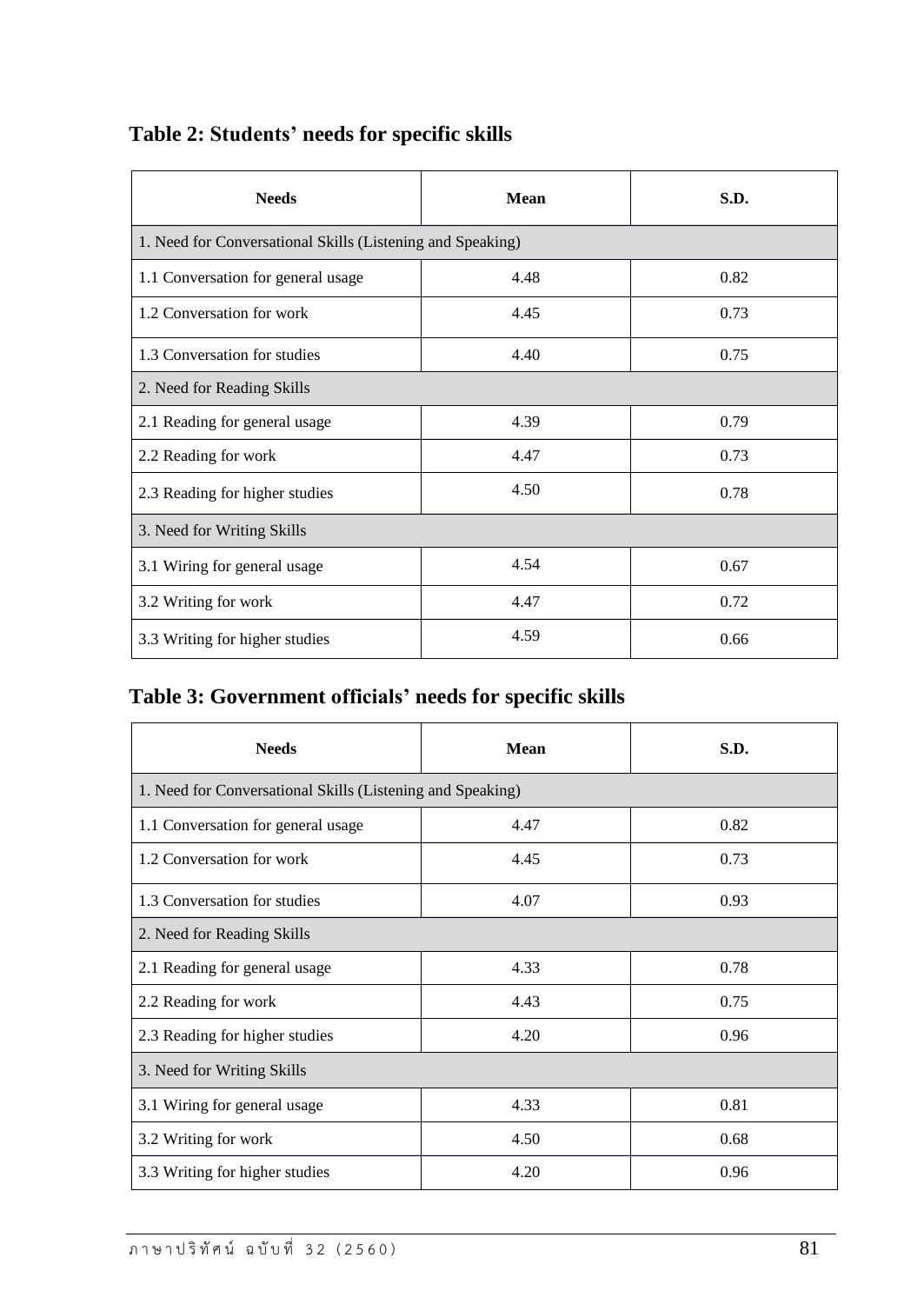### Table 2: Students' needs for specific skills

| Needs | Mean | S.D. |
|---|---|---|
| 1. Need for Conversational Skills (Listening and Speaking) | | |
| 1.1 Conversation for general usage | 4.48 | 0.82 |
| 1.2 Conversation for work | 4.45 | 0.73 |
| 1.3 Conversation for studies | 4.40 | 0.75 |
| 2. Need for Reading Skills | | |
| 2.1 Reading for general usage | 4.39 | 0.79 |
| 2.2 Reading for work | 4.47 | 0.73 |
| 2.3 Reading for higher studies | 4.50 | 0.78 |
| 3. Need for Writing Skills | | |
| 3.1 Wiring for general usage | 4.54 | 0.67 |
| 3.2 Writing for work | 4.47 | 0.72 |
| 3.3 Writing for higher studies | 4.59 | 0.66 |

### Table 3: Government officials' needs for specific skills

| Needs | Mean | S.D. |
|---|---|---|
| 1. Need for Conversational Skills (Listening and Speaking) | | |
| 1.1 Conversation for general usage | 4.47 | 0.82 |
| 1.2 Conversation for work | 4.45 | 0.73 |
| 1.3 Conversation for studies | 4.07 | 0.93 |
| 2. Need for Reading Skills | | |
| 2.1 Reading for general usage | 4.33 | 0.78 |
| 2.2 Reading for work | 4.43 | 0.75 |
| 2.3 Reading for higher studies | 4.20 | 0.96 |
| 3. Need for Writing Skills | | |
| 3.1 Wiring for general usage | 4.33 | 0.81 |
| 3.2 Writing for work | 4.50 | 0.68 |
| 3.3 Writing for higher studies | 4.20 | 0.96 |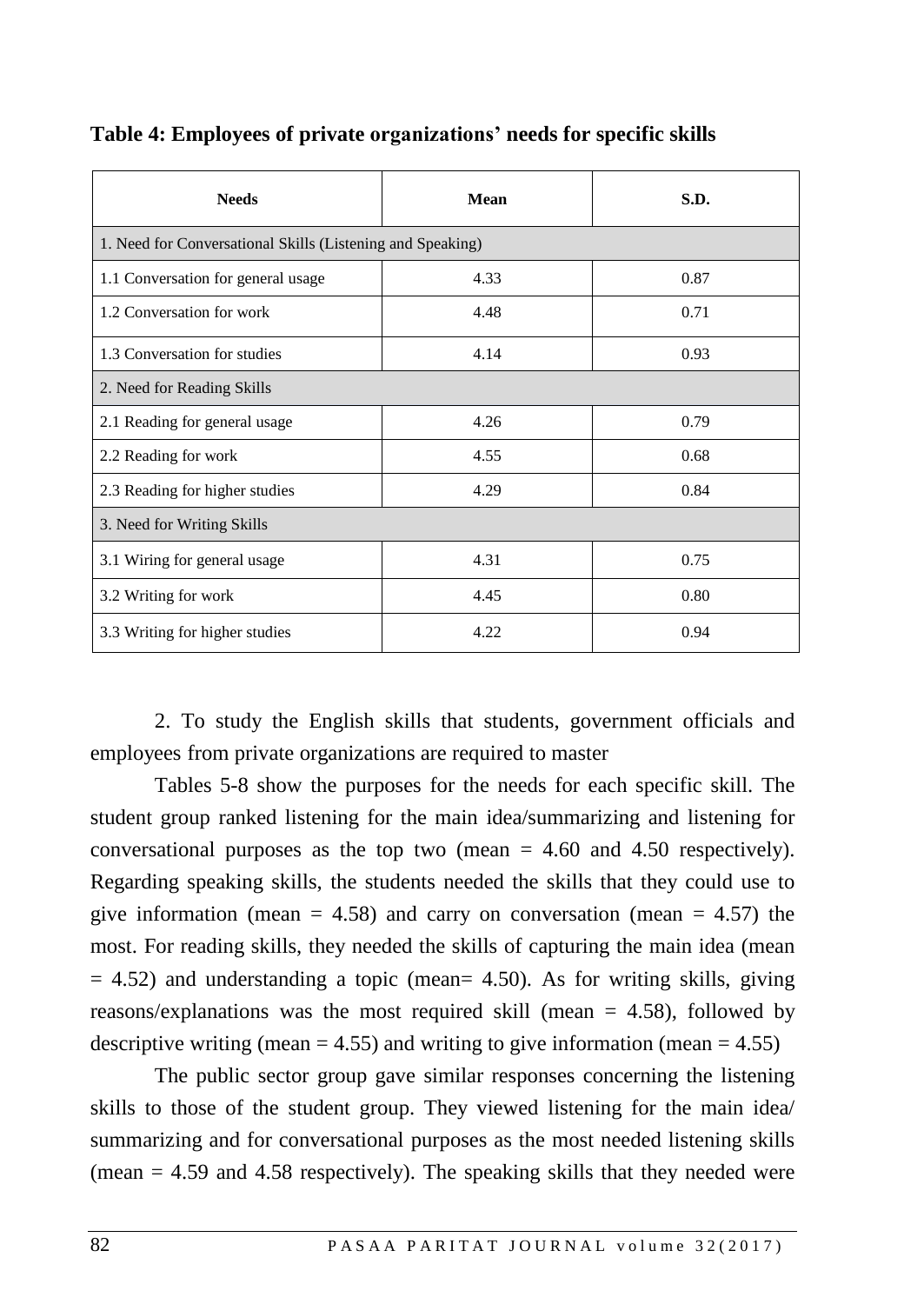**Table 4: Employees of private organizations' needs for specific skills**

| Needs | Mean | S.D. |
|---|---|---|
| 1. Need for Conversational Skills (Listening and Speaking) | | |
| 1.1 Conversation for general usage | 4.33 | 0.87 |
| 1.2 Conversation for work | 4.48 | 0.71 |
| 1.3 Conversation for studies | 4.14 | 0.93 |
| 2. Need for Reading Skills | | |
| 2.1 Reading for general usage | 4.26 | 0.79 |
| 2.2 Reading for work | 4.55 | 0.68 |
| 2.3 Reading for higher studies | 4.29 | 0.84 |
| 3. Need for Writing Skills | | |
| 3.1 Wiring for general usage | 4.31 | 0.75 |
| 3.2 Writing for work | 4.45 | 0.80 |
| 3.3 Writing for higher studies | 4.22 | 0.94 |

2. To study the English skills that students, government officials and employees from private organizations are required to master

Tables 5-8 show the purposes for the needs for each specific skill. The student group ranked listening for the main idea/summarizing and listening for conversational purposes as the top two (mean = 4.60 and 4.50 respectively). Regarding speaking skills, the students needed the skills that they could use to give information (mean = 4.58) and carry on conversation (mean = 4.57) the most. For reading skills, they needed the skills of capturing the main idea (mean = 4.52) and understanding a topic (mean= 4.50). As for writing skills, giving reasons/explanations was the most required skill (mean = 4.58), followed by descriptive writing (mean = 4.55) and writing to give information (mean = 4.55)

The public sector group gave similar responses concerning the listening skills to those of the student group. They viewed listening for the main idea/ summarizing and for conversational purposes as the most needed listening skills (mean = 4.59 and 4.58 respectively). The speaking skills that they needed were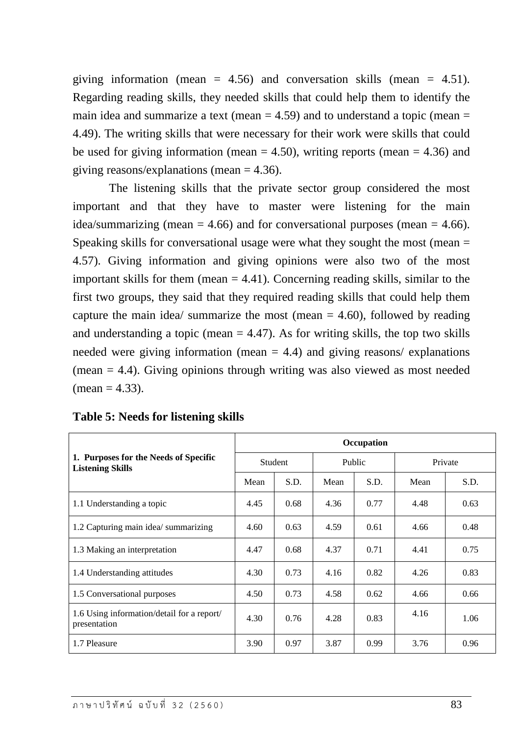giving information (mean = 4.56) and conversation skills (mean = 4.51). Regarding reading skills, they needed skills that could help them to identify the main idea and summarize a text (mean = 4.59) and to understand a topic (mean = 4.49). The writing skills that were necessary for their work were skills that could be used for giving information (mean = 4.50), writing reports (mean = 4.36) and giving reasons/explanations (mean = 4.36).

The listening skills that the private sector group considered the most important and that they have to master were listening for the main idea/summarizing (mean = 4.66) and for conversational purposes (mean = 4.66). Speaking skills for conversational usage were what they sought the most (mean = 4.57). Giving information and giving opinions were also two of the most important skills for them (mean = 4.41). Concerning reading skills, similar to the first two groups, they said that they required reading skills that could help them capture the main idea/ summarize the most (mean = 4.60), followed by reading and understanding a topic (mean = 4.47). As for writing skills, the top two skills needed were giving information (mean = 4.4) and giving reasons/ explanations (mean = 4.4). Giving opinions through writing was also viewed as most needed (mean = 4.33).

**Table 5: Needs for listening skills**

| **1. Purposes for the Needs of Specific Listening Skills** | **Occupation** | | | | | |
|---|---|---|---|---|---|---|
| | Student | | Public | | Private | |
| | Mean | S.D. | Mean | S.D. | Mean | S.D. |
| 1.1 Understanding a topic | 4.45 | 0.68 | 4.36 | 0.77 | 4.48 | 0.63 |
| 1.2 Capturing main idea/ summarizing | 4.60 | 0.63 | 4.59 | 0.61 | 4.66 | 0.48 |
| 1.3 Making an interpretation | 4.47 | 0.68 | 4.37 | 0.71 | 4.41 | 0.75 |
| 1.4 Understanding attitudes | 4.30 | 0.73 | 4.16 | 0.82 | 4.26 | 0.83 |
| 1.5 Conversational purposes | 4.50 | 0.73 | 4.58 | 0.62 | 4.66 | 0.66 |
| 1.6 Using information/detail for a report/ presentation | 4.30 | 0.76 | 4.28 | 0.83 | 4.16 | 1.06 |
| 1.7 Pleasure | 3.90 | 0.97 | 3.87 | 0.99 | 3.76 | 0.96 |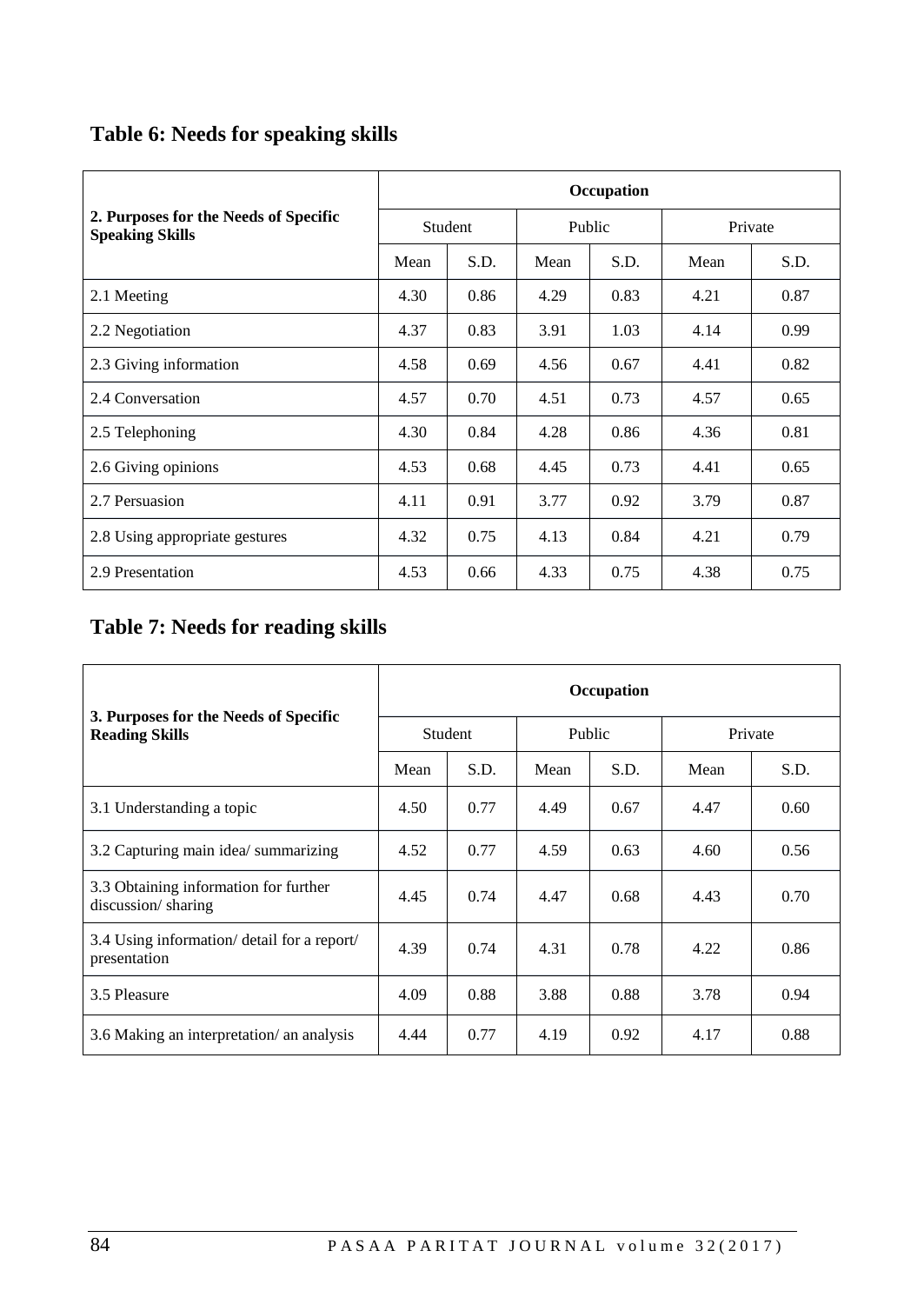## Table 6: Needs for speaking skills

| 2. Purposes for the Needs of Specific Speaking Skills | Occupation | | | | | |
|---|---|---|---|---|---|---|
| | Student | | Public | | Private | |
| | Mean | S.D. | Mean | S.D. | Mean | S.D. |
| 2.1 Meeting | 4.30 | 0.86 | 4.29 | 0.83 | 4.21 | 0.87 |
| 2.2 Negotiation | 4.37 | 0.83 | 3.91 | 1.03 | 4.14 | 0.99 |
| 2.3 Giving information | 4.58 | 0.69 | 4.56 | 0.67 | 4.41 | 0.82 |
| 2.4 Conversation | 4.57 | 0.70 | 4.51 | 0.73 | 4.57 | 0.65 |
| 2.5 Telephoning | 4.30 | 0.84 | 4.28 | 0.86 | 4.36 | 0.81 |
| 2.6 Giving opinions | 4.53 | 0.68 | 4.45 | 0.73 | 4.41 | 0.65 |
| 2.7 Persuasion | 4.11 | 0.91 | 3.77 | 0.92 | 3.79 | 0.87 |
| 2.8 Using appropriate gestures | 4.32 | 0.75 | 4.13 | 0.84 | 4.21 | 0.79 |
| 2.9 Presentation | 4.53 | 0.66 | 4.33 | 0.75 | 4.38 | 0.75 |

## Table 7: Needs for reading skills

| 3. Purposes for the Needs of Specific Reading Skills | Occupation | | | | | |
|---|---|---|---|---|---|---|
| | Student | | Public | | Private | |
| | Mean | S.D. | Mean | S.D. | Mean | S.D. |
| 3.1 Understanding a topic | 4.50 | 0.77 | 4.49 | 0.67 | 4.47 | 0.60 |
| 3.2 Capturing main idea/ summarizing | 4.52 | 0.77 | 4.59 | 0.63 | 4.60 | 0.56 |
| 3.3 Obtaining information for further discussion/ sharing | 4.45 | 0.74 | 4.47 | 0.68 | 4.43 | 0.70 |
| 3.4 Using information/ detail for a report/ presentation | 4.39 | 0.74 | 4.31 | 0.78 | 4.22 | 0.86 |
| 3.5 Pleasure | 4.09 | 0.88 | 3.88 | 0.88 | 3.78 | 0.94 |
| 3.6 Making an interpretation/ an analysis | 4.44 | 0.77 | 4.19 | 0.92 | 4.17 | 0.88 |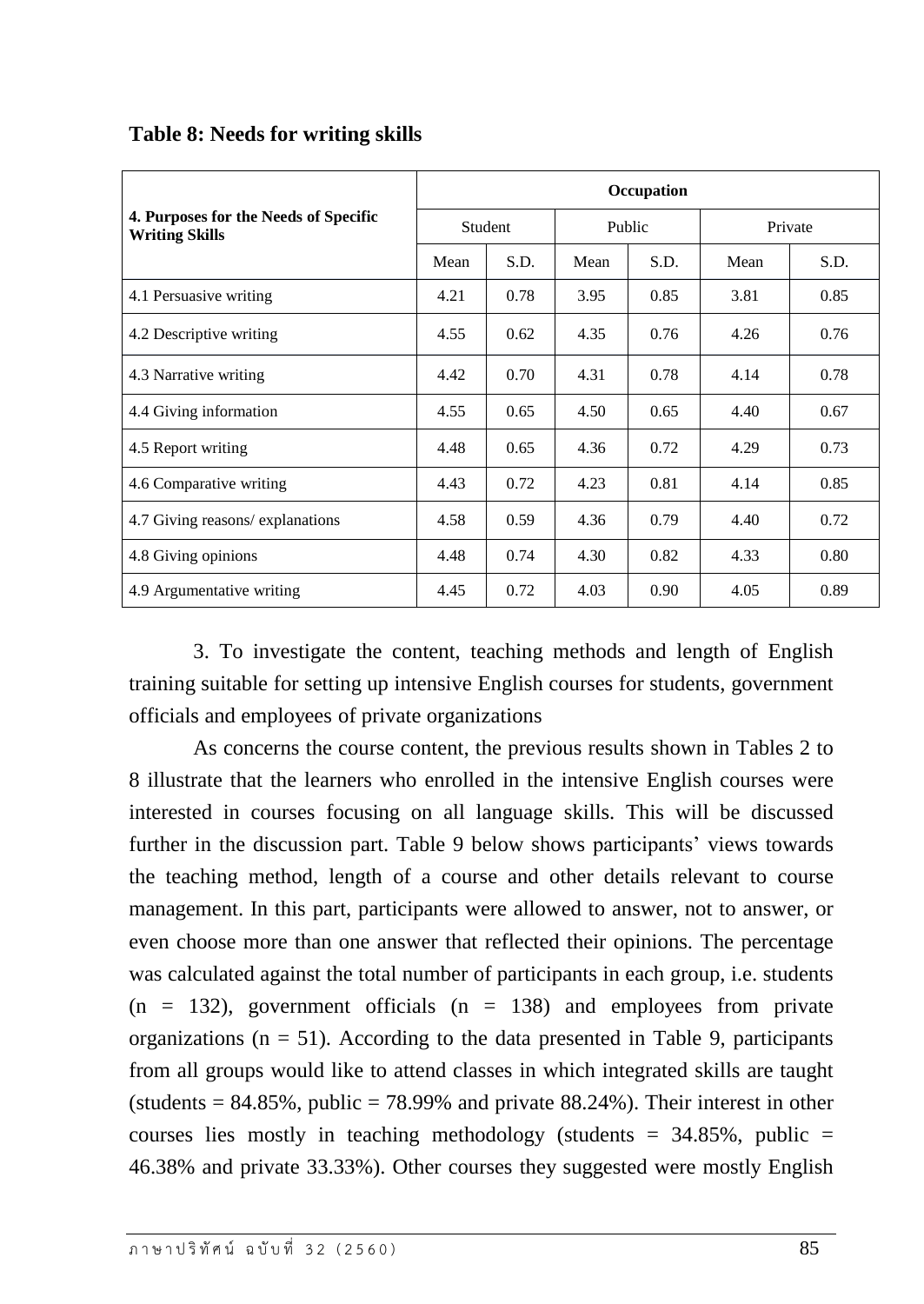**Table 8: Needs for writing skills**

| 4. Purposes for the Needs of Specific Writing Skills | Occupation | | | | | |
|---|---|---|---|---|---|---|
| | Student | | Public | | Private | |
| | Mean | S.D. | Mean | S.D. | Mean | S.D. |
| 4.1 Persuasive writing | 4.21 | 0.78 | 3.95 | 0.85 | 3.81 | 0.85 |
| 4.2 Descriptive writing | 4.55 | 0.62 | 4.35 | 0.76 | 4.26 | 0.76 |
| 4.3 Narrative writing | 4.42 | 0.70 | 4.31 | 0.78 | 4.14 | 0.78 |
| 4.4 Giving information | 4.55 | 0.65 | 4.50 | 0.65 | 4.40 | 0.67 |
| 4.5 Report writing | 4.48 | 0.65 | 4.36 | 0.72 | 4.29 | 0.73 |
| 4.6 Comparative writing | 4.43 | 0.72 | 4.23 | 0.81 | 4.14 | 0.85 |
| 4.7 Giving reasons/ explanations | 4.58 | 0.59 | 4.36 | 0.79 | 4.40 | 0.72 |
| 4.8 Giving opinions | 4.48 | 0.74 | 4.30 | 0.82 | 4.33 | 0.80 |
| 4.9 Argumentative writing | 4.45 | 0.72 | 4.03 | 0.90 | 4.05 | 0.89 |

3. To investigate the content, teaching methods and length of English training suitable for setting up intensive English courses for students, government officials and employees of private organizations

As concerns the course content, the previous results shown in Tables 2 to 8 illustrate that the learners who enrolled in the intensive English courses were interested in courses focusing on all language skills. This will be discussed further in the discussion part. Table 9 below shows participants' views towards the teaching method, length of a course and other details relevant to course management. In this part, participants were allowed to answer, not to answer, or even choose more than one answer that reflected their opinions. The percentage was calculated against the total number of participants in each group, i.e. students (n = 132), government officials (n = 138) and employees from private organizations (n = 51). According to the data presented in Table 9, participants from all groups would like to attend classes in which integrated skills are taught (students = 84.85%, public = 78.99% and private 88.24%). Their interest in other courses lies mostly in teaching methodology (students = 34.85%, public = 46.38% and private 33.33%). Other courses they suggested were mostly English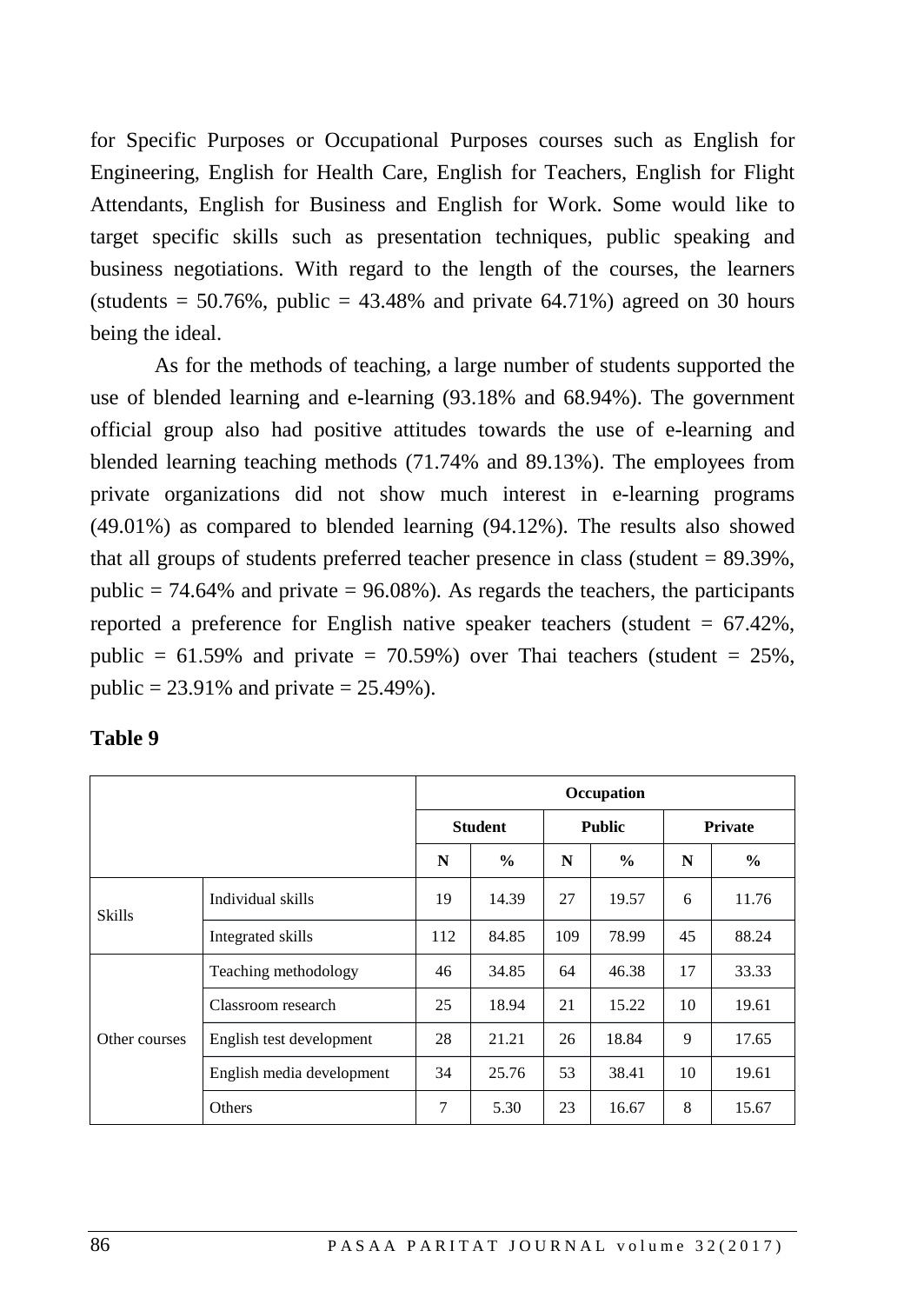for Specific Purposes or Occupational Purposes courses such as English for Engineering, English for Health Care, English for Teachers, English for Flight Attendants, English for Business and English for Work. Some would like to target specific skills such as presentation techniques, public speaking and business negotiations. With regard to the length of the courses, the learners (students = 50.76%, public = 43.48% and private 64.71%) agreed on 30 hours being the ideal.

As for the methods of teaching, a large number of students supported the use of blended learning and e-learning (93.18% and 68.94%). The government official group also had positive attitudes towards the use of e-learning and blended learning teaching methods (71.74% and 89.13%). The employees from private organizations did not show much interest in e-learning programs (49.01%) as compared to blended learning (94.12%). The results also showed that all groups of students preferred teacher presence in class (student = 89.39%, public = 74.64% and private = 96.08%). As regards the teachers, the participants reported a preference for English native speaker teachers (student = 67.42%, public = 61.59% and private = 70.59%) over Thai teachers (student = 25%, public = 23.91% and private = 25.49%).

**Table 9**

| | | **Occupation** | | | | | |
|---|---|---|---|---|---|---|---|
| | | **Student** | | **Public** | | **Private** | |
| | | **N** | **%** | **N** | **%** | **N** | **%** |
| Skills | Individual skills | 19 | 14.39 | 27 | 19.57 | 6 | 11.76 |
| | Integrated skills | 112 | 84.85 | 109 | 78.99 | 45 | 88.24 |
| Other courses | Teaching methodology | 46 | 34.85 | 64 | 46.38 | 17 | 33.33 |
| | Classroom research | 25 | 18.94 | 21 | 15.22 | 10 | 19.61 |
| | English test development | 28 | 21.21 | 26 | 18.84 | 9 | 17.65 |
| | English media development | 34 | 25.76 | 53 | 38.41 | 10 | 19.61 |
| | Others | 7 | 5.30 | 23 | 16.67 | 8 | 15.67 |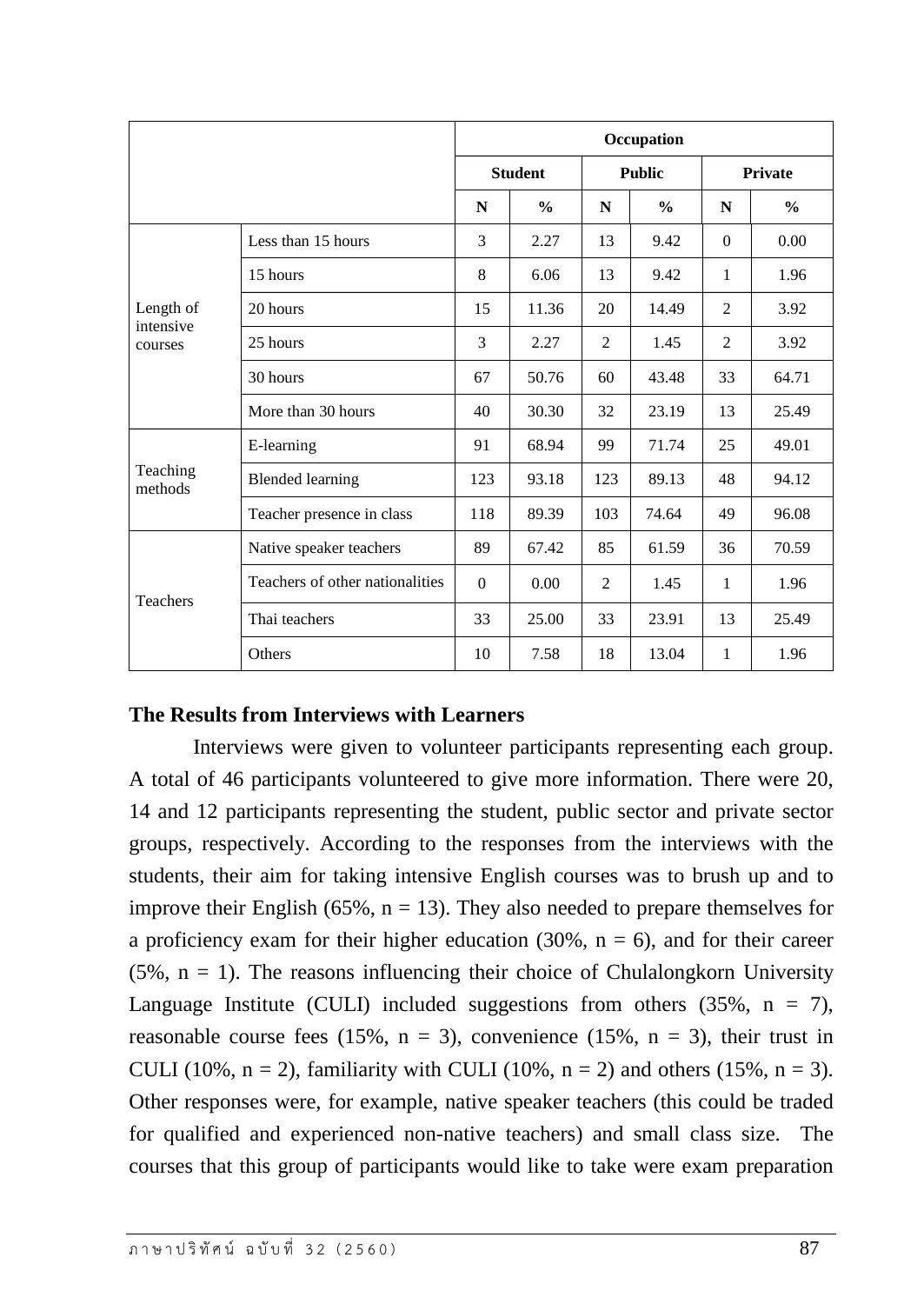| | | Occupation | | | | | |
|---|---|---|---|---|---|---|---|
| | | Student | | Public | | Private | |
| | | N | % | N | % | N | % |
| Length of intensive courses | Less than 15 hours | 3 | 2.27 | 13 | 9.42 | 0 | 0.00 |
| | 15 hours | 8 | 6.06 | 13 | 9.42 | 1 | 1.96 |
| | 20 hours | 15 | 11.36 | 20 | 14.49 | 2 | 3.92 |
| | 25 hours | 3 | 2.27 | 2 | 1.45 | 2 | 3.92 |
| | 30 hours | 67 | 50.76 | 60 | 43.48 | 33 | 64.71 |
| | More than 30 hours | 40 | 30.30 | 32 | 23.19 | 13 | 25.49 |
| Teaching methods | E-learning | 91 | 68.94 | 99 | 71.74 | 25 | 49.01 |
| | Blended learning | 123 | 93.18 | 123 | 89.13 | 48 | 94.12 |
| | Teacher presence in class | 118 | 89.39 | 103 | 74.64 | 49 | 96.08 |
| Teachers | Native speaker teachers | 89 | 67.42 | 85 | 61.59 | 36 | 70.59 |
| | Teachers of other nationalities | 0 | 0.00 | 2 | 1.45 | 1 | 1.96 |
| | Thai teachers | 33 | 25.00 | 33 | 23.91 | 13 | 25.49 |
| | Others | 10 | 7.58 | 18 | 13.04 | 1 | 1.96 |

**The Results from Interviews with Learners**

Interviews were given to volunteer participants representing each group. A total of 46 participants volunteered to give more information. There were 20, 14 and 12 participants representing the student, public sector and private sector groups, respectively. According to the responses from the interviews with the students, their aim for taking intensive English courses was to brush up and to improve their English (65%, n = 13). They also needed to prepare themselves for a proficiency exam for their higher education (30%, n = 6), and for their career (5%, n = 1). The reasons influencing their choice of Chulalongkorn University Language Institute (CULI) included suggestions from others (35%, n = 7), reasonable course fees (15%, n = 3), convenience (15%, n = 3), their trust in CULI (10%, n = 2), familiarity with CULI (10%, n = 2) and others (15%, n = 3). Other responses were, for example, native speaker teachers (this could be traded for qualified and experienced non-native teachers) and small class size. The courses that this group of participants would like to take were exam preparation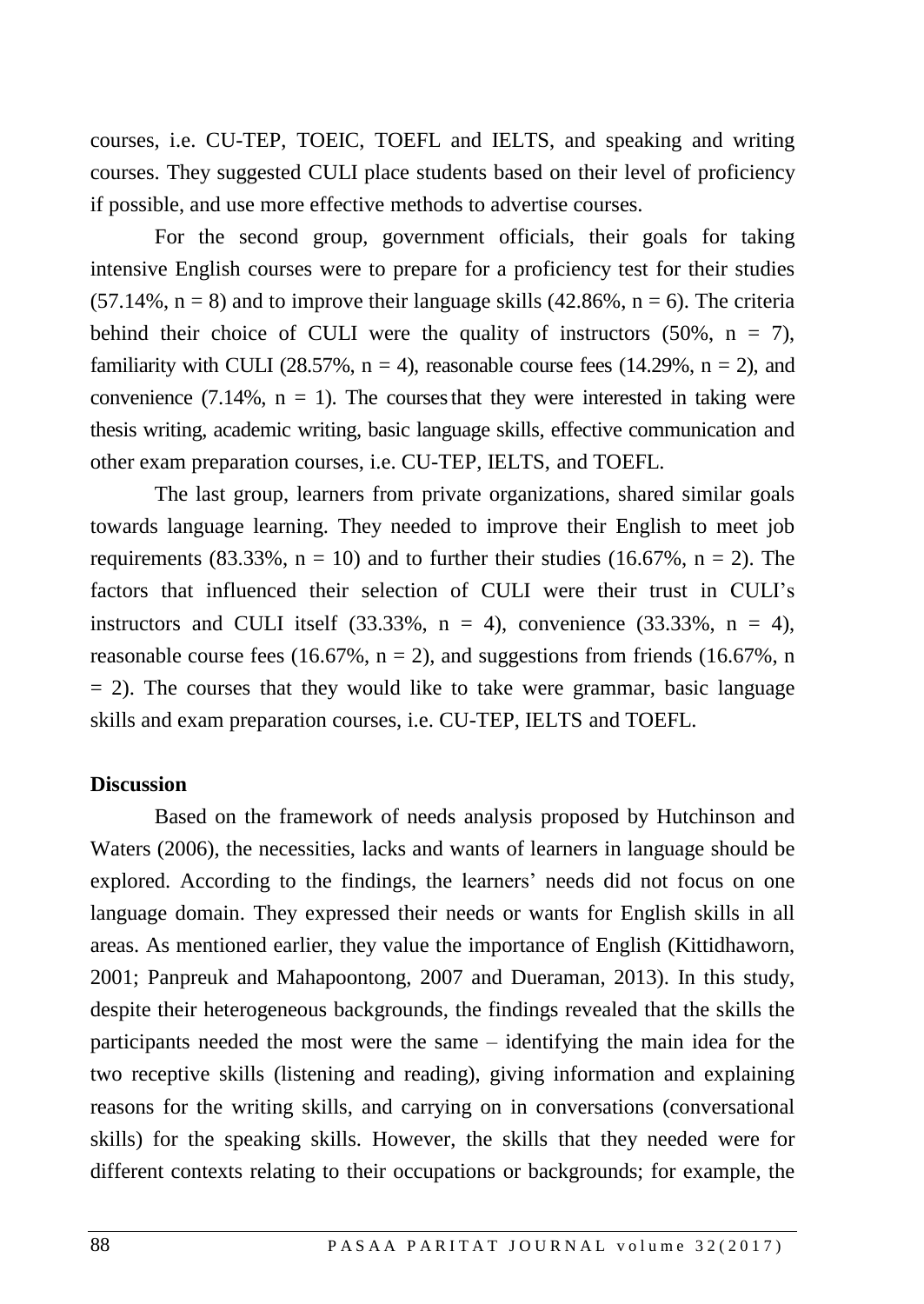courses, i.e. CU-TEP, TOEIC, TOEFL and IELTS, and speaking and writing courses. They suggested CULI place students based on their level of proficiency if possible, and use more effective methods to advertise courses.

For the second group, government officials, their goals for taking intensive English courses were to prepare for a proficiency test for their studies (57.14%, n = 8) and to improve their language skills (42.86%, n = 6). The criteria behind their choice of CULI were the quality of instructors (50%, n = 7), familiarity with CULI (28.57%, n = 4), reasonable course fees (14.29%, n = 2), and convenience (7.14%, n = 1). The courses that they were interested in taking were thesis writing, academic writing, basic language skills, effective communication and other exam preparation courses, i.e. CU-TEP, IELTS, and TOEFL.

The last group, learners from private organizations, shared similar goals towards language learning. They needed to improve their English to meet job requirements (83.33%, n = 10) and to further their studies (16.67%, n = 2). The factors that influenced their selection of CULI were their trust in CULI's instructors and CULI itself (33.33%, n = 4), convenience (33.33%, n = 4), reasonable course fees (16.67%, n = 2), and suggestions from friends (16.67%, n = 2). The courses that they would like to take were grammar, basic language skills and exam preparation courses, i.e. CU-TEP, IELTS and TOEFL.

**Discussion**

Based on the framework of needs analysis proposed by Hutchinson and Waters (2006), the necessities, lacks and wants of learners in language should be explored. According to the findings, the learners' needs did not focus on one language domain. They expressed their needs or wants for English skills in all areas. As mentioned earlier, they value the importance of English (Kittidhaworn, 2001; Panpreuk and Mahapoontong, 2007 and Dueraman, 2013). In this study, despite their heterogeneous backgrounds, the findings revealed that the skills the participants needed the most were the same – identifying the main idea for the two receptive skills (listening and reading), giving information and explaining reasons for the writing skills, and carrying on in conversations (conversational skills) for the speaking skills. However, the skills that they needed were for different contexts relating to their occupations or backgrounds; for example, the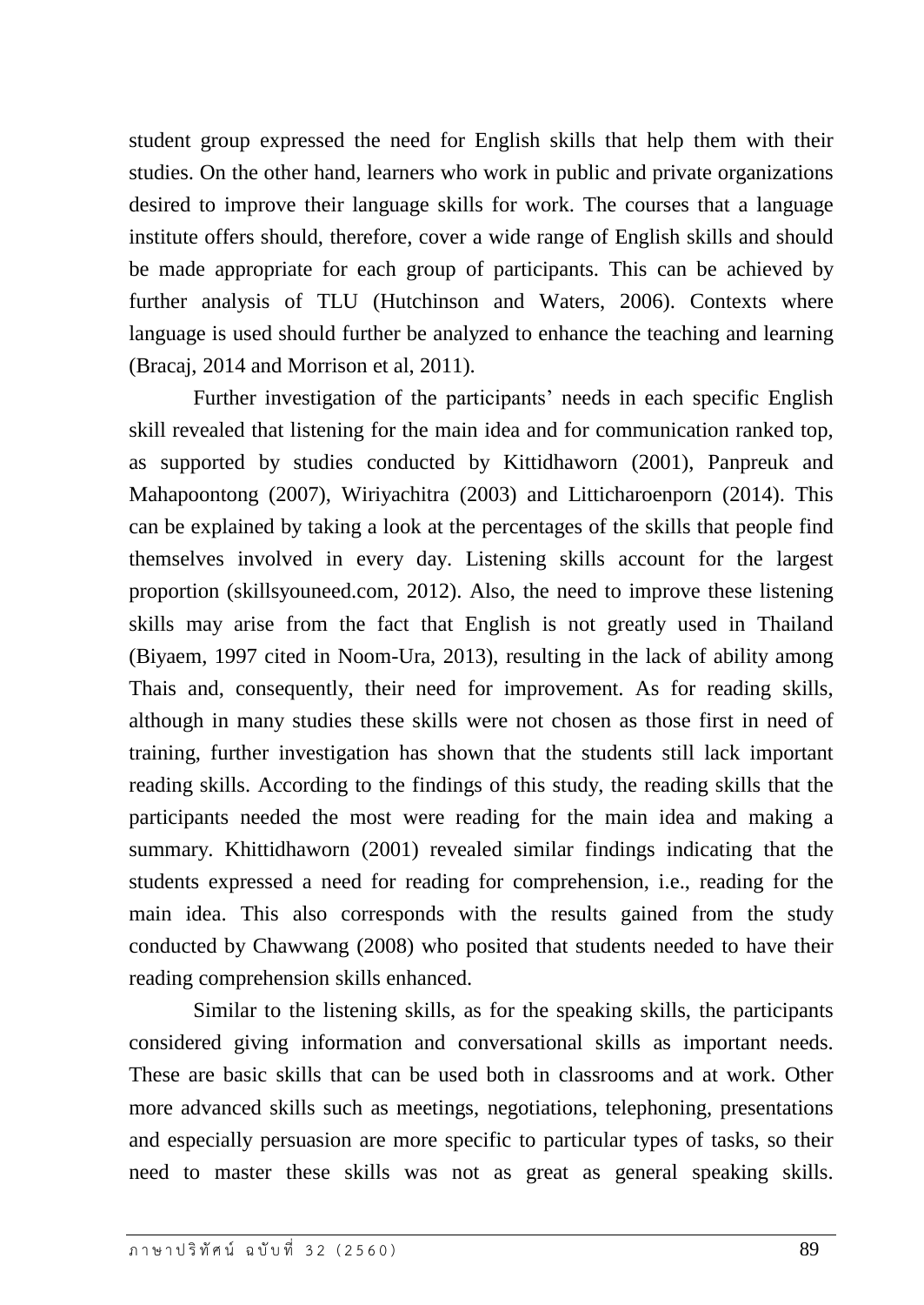student group expressed the need for English skills that help them with their studies. On the other hand, learners who work in public and private organizations desired to improve their language skills for work. The courses that a language institute offers should, therefore, cover a wide range of English skills and should be made appropriate for each group of participants. This can be achieved by further analysis of TLU (Hutchinson and Waters, 2006). Contexts where language is used should further be analyzed to enhance the teaching and learning (Bracaj, 2014 and Morrison et al, 2011).

Further investigation of the participants' needs in each specific English skill revealed that listening for the main idea and for communication ranked top, as supported by studies conducted by Kittidhaworn (2001), Panpreuk and Mahapoontong (2007), Wiriyachitra (2003) and Litticharoenporn (2014). This can be explained by taking a look at the percentages of the skills that people find themselves involved in every day. Listening skills account for the largest proportion (skillsyouneed.com, 2012). Also, the need to improve these listening skills may arise from the fact that English is not greatly used in Thailand (Biyaem, 1997 cited in Noom-Ura, 2013), resulting in the lack of ability among Thais and, consequently, their need for improvement. As for reading skills, although in many studies these skills were not chosen as those first in need of training, further investigation has shown that the students still lack important reading skills. According to the findings of this study, the reading skills that the participants needed the most were reading for the main idea and making a summary. Khittidhaworn (2001) revealed similar findings indicating that the students expressed a need for reading for comprehension, i.e., reading for the main idea. This also corresponds with the results gained from the study conducted by Chawwang (2008) who posited that students needed to have their reading comprehension skills enhanced.

Similar to the listening skills, as for the speaking skills, the participants considered giving information and conversational skills as important needs. These are basic skills that can be used both in classrooms and at work. Other more advanced skills such as meetings, negotiations, telephoning, presentations and especially persuasion are more specific to particular types of tasks, so their need to master these skills was not as great as general speaking skills.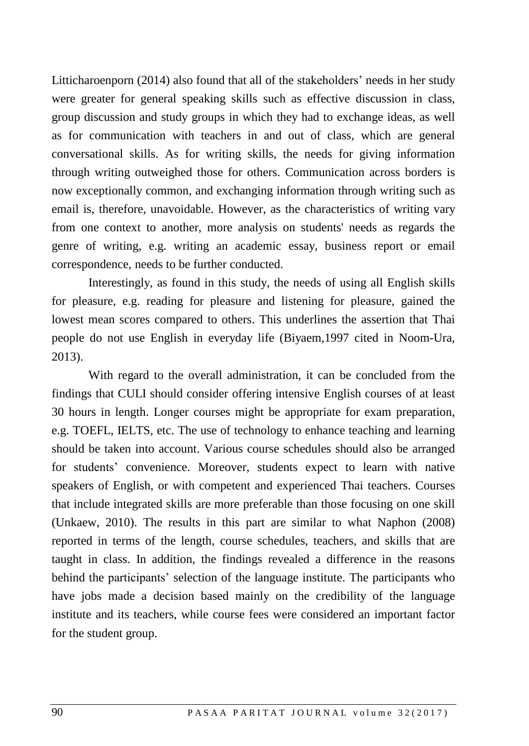Litticharoenporn (2014) also found that all of the stakeholders' needs in her study were greater for general speaking skills such as effective discussion in class, group discussion and study groups in which they had to exchange ideas, as well as for communication with teachers in and out of class, which are general conversational skills. As for writing skills, the needs for giving information through writing outweighed those for others. Communication across borders is now exceptionally common, and exchanging information through writing such as email is, therefore, unavoidable. However, as the characteristics of writing vary from one context to another, more analysis on students' needs as regards the genre of writing, e.g. writing an academic essay, business report or email correspondence, needs to be further conducted.

Interestingly, as found in this study, the needs of using all English skills for pleasure, e.g. reading for pleasure and listening for pleasure, gained the lowest mean scores compared to others. This underlines the assertion that Thai people do not use English in everyday life (Biyaem,1997 cited in Noom-Ura, 2013).

With regard to the overall administration, it can be concluded from the findings that CULI should consider offering intensive English courses of at least 30 hours in length. Longer courses might be appropriate for exam preparation, e.g. TOEFL, IELTS, etc. The use of technology to enhance teaching and learning should be taken into account. Various course schedules should also be arranged for students' convenience. Moreover, students expect to learn with native speakers of English, or with competent and experienced Thai teachers. Courses that include integrated skills are more preferable than those focusing on one skill (Unkaew, 2010). The results in this part are similar to what Naphon (2008) reported in terms of the length, course schedules, teachers, and skills that are taught in class. In addition, the findings revealed a difference in the reasons behind the participants' selection of the language institute. The participants who have jobs made a decision based mainly on the credibility of the language institute and its teachers, while course fees were considered an important factor for the student group.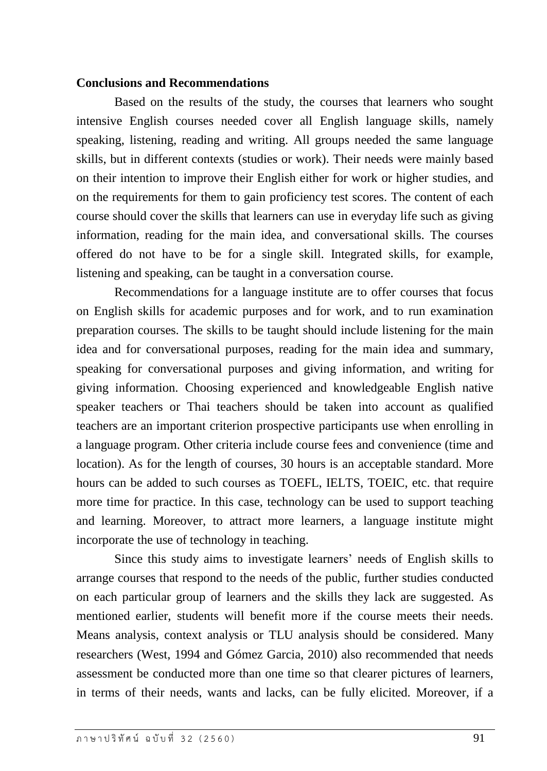**Conclusions and Recommendations**

Based on the results of the study, the courses that learners who sought intensive English courses needed cover all English language skills, namely speaking, listening, reading and writing. All groups needed the same language skills, but in different contexts (studies or work). Their needs were mainly based on their intention to improve their English either for work or higher studies, and on the requirements for them to gain proficiency test scores. The content of each course should cover the skills that learners can use in everyday life such as giving information, reading for the main idea, and conversational skills. The courses offered do not have to be for a single skill. Integrated skills, for example, listening and speaking, can be taught in a conversation course.

Recommendations for a language institute are to offer courses that focus on English skills for academic purposes and for work, and to run examination preparation courses. The skills to be taught should include listening for the main idea and for conversational purposes, reading for the main idea and summary, speaking for conversational purposes and giving information, and writing for giving information. Choosing experienced and knowledgeable English native speaker teachers or Thai teachers should be taken into account as qualified teachers are an important criterion prospective participants use when enrolling in a language program. Other criteria include course fees and convenience (time and location). As for the length of courses, 30 hours is an acceptable standard. More hours can be added to such courses as TOEFL, IELTS, TOEIC, etc. that require more time for practice. In this case, technology can be used to support teaching and learning. Moreover, to attract more learners, a language institute might incorporate the use of technology in teaching.

Since this study aims to investigate learners' needs of English skills to arrange courses that respond to the needs of the public, further studies conducted on each particular group of learners and the skills they lack are suggested. As mentioned earlier, students will benefit more if the course meets their needs. Means analysis, context analysis or TLU analysis should be considered. Many researchers (West, 1994 and Gómez Garcia, 2010) also recommended that needs assessment be conducted more than one time so that clearer pictures of learners, in terms of their needs, wants and lacks, can be fully elicited. Moreover, if a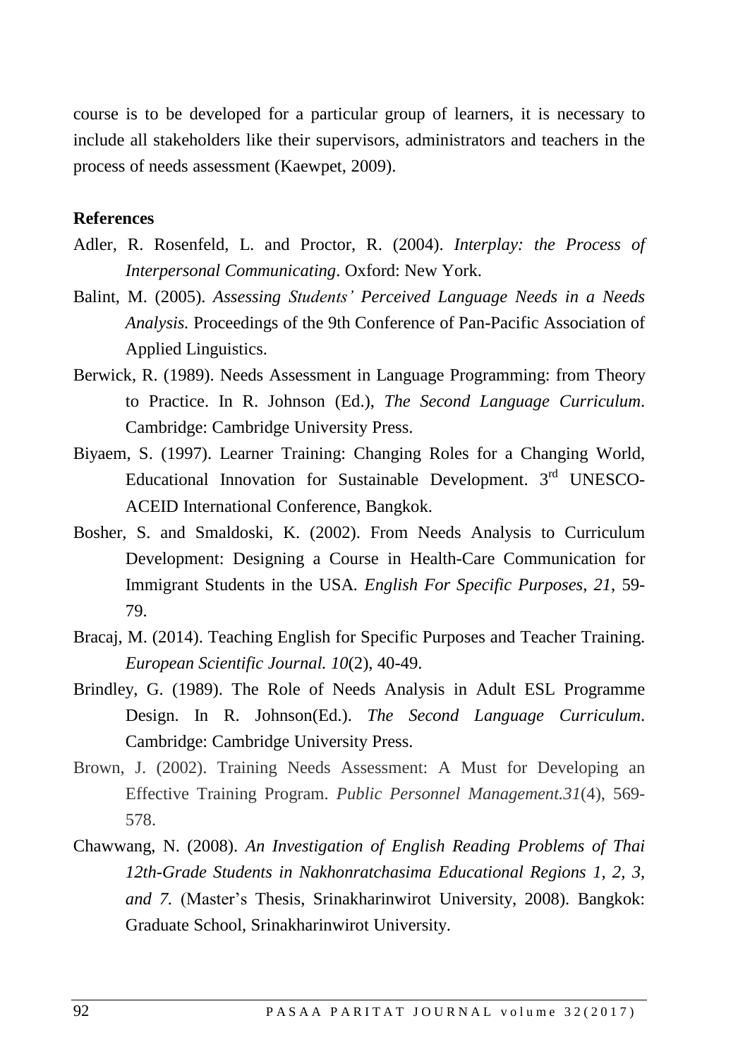course is to be developed for a particular group of learners, it is necessary to include all stakeholders like their supervisors, administrators and teachers in the process of needs assessment (Kaewpet, 2009).

**References**

Adler, R. Rosenfeld, L. and Proctor, R. (2004). *Interplay: the Process of Interpersonal Communicating*. Oxford: New York.

Balint, M. (2005). *Assessing Students' Perceived Language Needs in a Needs Analysis.* Proceedings of the 9th Conference of Pan-Pacific Association of Applied Linguistics.

Berwick, R. (1989). Needs Assessment in Language Programming: from Theory to Practice. In R. Johnson (Ed.), *The Second Language Curriculum*. Cambridge: Cambridge University Press.

Biyaem, S. (1997). Learner Training: Changing Roles for a Changing World, Educational Innovation for Sustainable Development. 3rd UNESCO-ACEID International Conference, Bangkok.

Bosher, S. and Smaldoski, K. (2002). From Needs Analysis to Curriculum Development: Designing a Course in Health-Care Communication for Immigrant Students in the USA. *English For Specific Purposes*, *21*, 59-79.

Bracaj, M. (2014). Teaching English for Specific Purposes and Teacher Training. *European Scientific Journal. 10*(2), 40-49.

Brindley, G. (1989). The Role of Needs Analysis in Adult ESL Programme Design. In R. Johnson(Ed.). *The Second Language Curriculum*. Cambridge: Cambridge University Press.

Brown, J. (2002). Training Needs Assessment: A Must for Developing an Effective Training Program. *Public Personnel Management.31*(4), 569-578.

Chawwang, N. (2008). *An Investigation of English Reading Problems of Thai 12th-Grade Students in Nakhonratchasima Educational Regions 1, 2, 3, and 7*. (Master's Thesis, Srinakharinwirot University, 2008). Bangkok: Graduate School, Srinakharinwirot University.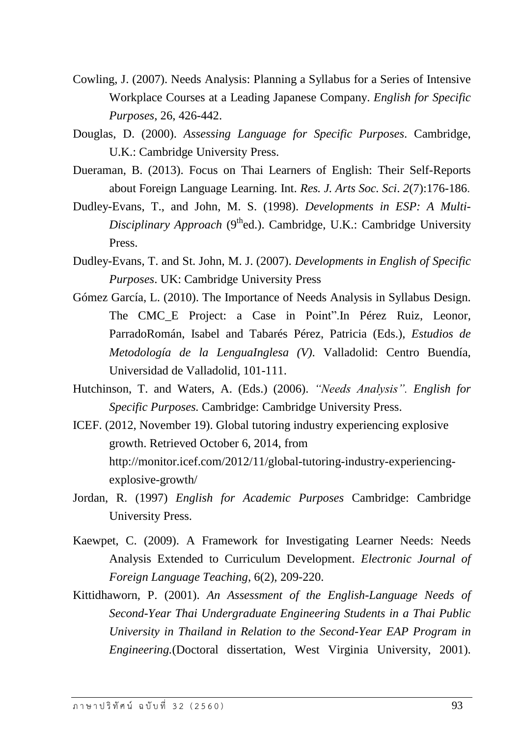Cowling, J. (2007). Needs Analysis: Planning a Syllabus for a Series of Intensive Workplace Courses at a Leading Japanese Company. *English for Specific Purposes*, 26, 426-442.

Douglas, D. (2000). *Assessing Language for Specific Purposes*. Cambridge, U.K.: Cambridge University Press.

Dueraman, B. (2013). Focus on Thai Learners of English: Their Self-Reports about Foreign Language Learning. Int. *Res. J. Arts Soc. Sci*. *2*(7):176-186.

Dudley-Evans, T., and John, M. S. (1998). *Developments in ESP: A Multi-Disciplinary Approach* (9thed.). Cambridge, U.K.: Cambridge University Press.

Dudley-Evans, T. and St. John, M. J. (2007). *Developments in English of Specific Purposes*. UK: Cambridge University Press

Gómez García, L. (2010). The Importance of Needs Analysis in Syllabus Design. The CMC_E Project: a Case in Point".In Pérez Ruiz, Leonor, ParradoRomán, Isabel and Tabarés Pérez, Patricia (Eds.), *Estudios de Metodología de la LenguaInglesa (V)*. Valladolid: Centro Buendía, Universidad de Valladolid, 101-111.

Hutchinson, T. and Waters, A. (Eds.) (2006). *"Needs Analysis". English for Specific Purposes.* Cambridge: Cambridge University Press.

ICEF. (2012, November 19). Global tutoring industry experiencing explosive growth. Retrieved October 6, 2014, from http://monitor.icef.com/2012/11/global-tutoring-industry-experiencing-explosive-growth/

Jordan, R. (1997) *English for Academic Purposes* Cambridge: Cambridge University Press.

Kaewpet, C. (2009). A Framework for Investigating Learner Needs: Needs Analysis Extended to Curriculum Development. *Electronic Journal of Foreign Language Teaching*, 6(2), 209-220.

Kittidhaworn, P. (2001). *An Assessment of the English-Language Needs of Second-Year Thai Undergraduate Engineering Students in a Thai Public University in Thailand in Relation to the Second-Year EAP Program in Engineering.*(Doctoral dissertation, West Virginia University, 2001).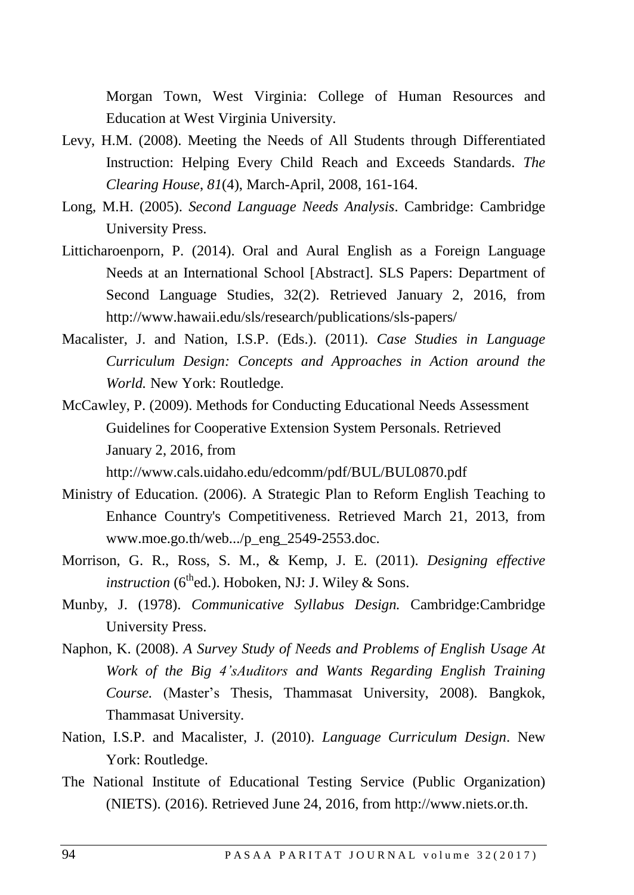Morgan Town, West Virginia: College of Human Resources and Education at West Virginia University.

Levy, H.M. (2008). Meeting the Needs of All Students through Differentiated Instruction: Helping Every Child Reach and Exceeds Standards. *The Clearing House*, *81*(4), March-April, 2008, 161-164.

Long, M.H. (2005). *Second Language Needs Analysis*. Cambridge: Cambridge University Press.

Litticharoenporn, P. (2014). Oral and Aural English as a Foreign Language Needs at an International School [Abstract]. SLS Papers: Department of Second Language Studies, 32(2). Retrieved January 2, 2016, from http://www.hawaii.edu/sls/research/publications/sls-papers/

Macalister, J. and Nation, I.S.P. (Eds.). (2011). *Case Studies in Language Curriculum Design: Concepts and Approaches in Action around the World.* New York: Routledge.

McCawley, P. (2009). Methods for Conducting Educational Needs Assessment Guidelines for Cooperative Extension System Personals. Retrieved January 2, 2016, from http://www.cals.uidaho.edu/edcomm/pdf/BUL/BUL0870.pdf

Ministry of Education. (2006). A Strategic Plan to Reform English Teaching to Enhance Country's Competitiveness. Retrieved March 21, 2013, from www.moe.go.th/web.../p_eng_2549-2553.doc.

Morrison, G. R., Ross, S. M., & Kemp, J. E. (2011). *Designing effective instruction* (6thed.). Hoboken, NJ: J. Wiley & Sons.

Munby, J. (1978). *Communicative Syllabus Design.* Cambridge:Cambridge University Press.

Naphon, K. (2008). *A Survey Study of Needs and Problems of English Usage At Work of the Big 4'sAuditors and Wants Regarding English Training Course.* (Master's Thesis, Thammasat University, 2008). Bangkok, Thammasat University.

Nation, I.S.P. and Macalister, J. (2010). *Language Curriculum Design*. New York: Routledge.

The National Institute of Educational Testing Service (Public Organization) (NIETS). (2016). Retrieved June 24, 2016, from http://www.niets.or.th.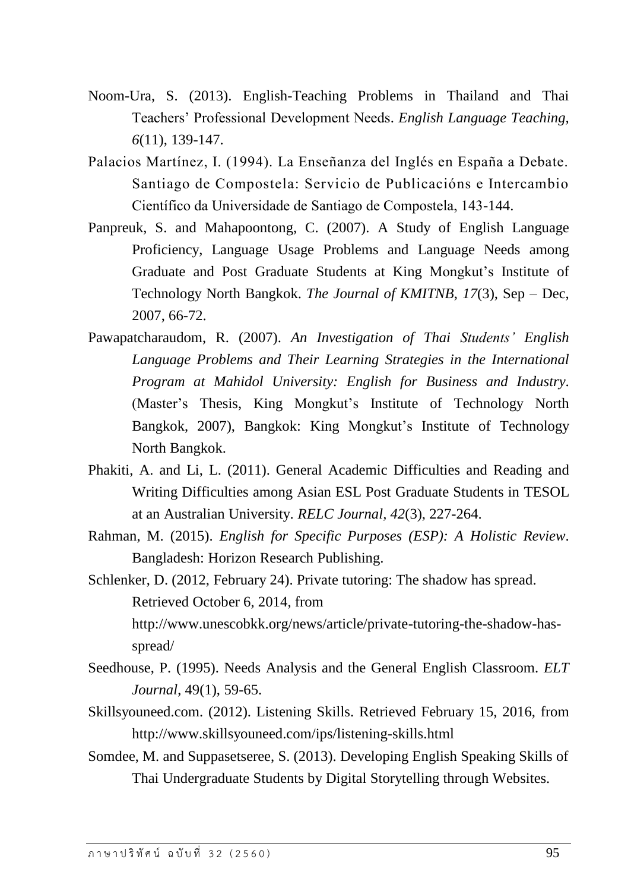Noom-Ura, S. (2013). English-Teaching Problems in Thailand and Thai Teachers' Professional Development Needs. *English Language Teaching, 6*(11), 139-147.

Palacios Martínez, I. (1994). La Enseñanza del Inglés en España a Debate. Santiago de Compostela: Servicio de Publicacións e Intercambio Científico da Universidade de Santiago de Compostela, 143-144.

Panpreuk, S. and Mahapoontong, C. (2007). A Study of English Language Proficiency, Language Usage Problems and Language Needs among Graduate and Post Graduate Students at King Mongkut's Institute of Technology North Bangkok. *The Journal of KMITNB, 17*(3), Sep – Dec, 2007, 66-72.

Pawapatcharaudom, R. (2007). *An Investigation of Thai Students' English Language Problems and Their Learning Strategies in the International Program at Mahidol University: English for Business and Industry*. (Master's Thesis, King Mongkut's Institute of Technology North Bangkok, 2007), Bangkok: King Mongkut's Institute of Technology North Bangkok.

Phakiti, A. and Li, L. (2011). General Academic Difficulties and Reading and Writing Difficulties among Asian ESL Post Graduate Students in TESOL at an Australian University. *RELC Journal, 42*(3), 227-264.

Rahman, M. (2015). *English for Specific Purposes (ESP): A Holistic Review*. Bangladesh: Horizon Research Publishing.

Schlenker, D. (2012, February 24). Private tutoring: The shadow has spread. Retrieved October 6, 2014, from http://www.unescobkk.org/news/article/private-tutoring-the-shadow-has-spread/

Seedhouse, P. (1995). Needs Analysis and the General English Classroom. *ELT Journal*, 49(1), 59-65.

Skillsyouneed.com. (2012). Listening Skills. Retrieved February 15, 2016, from http://www.skillsyouneed.com/ips/listening-skills.html

Somdee, M. and Suppasetseree, S. (2013). Developing English Speaking Skills of Thai Undergraduate Students by Digital Storytelling through Websites.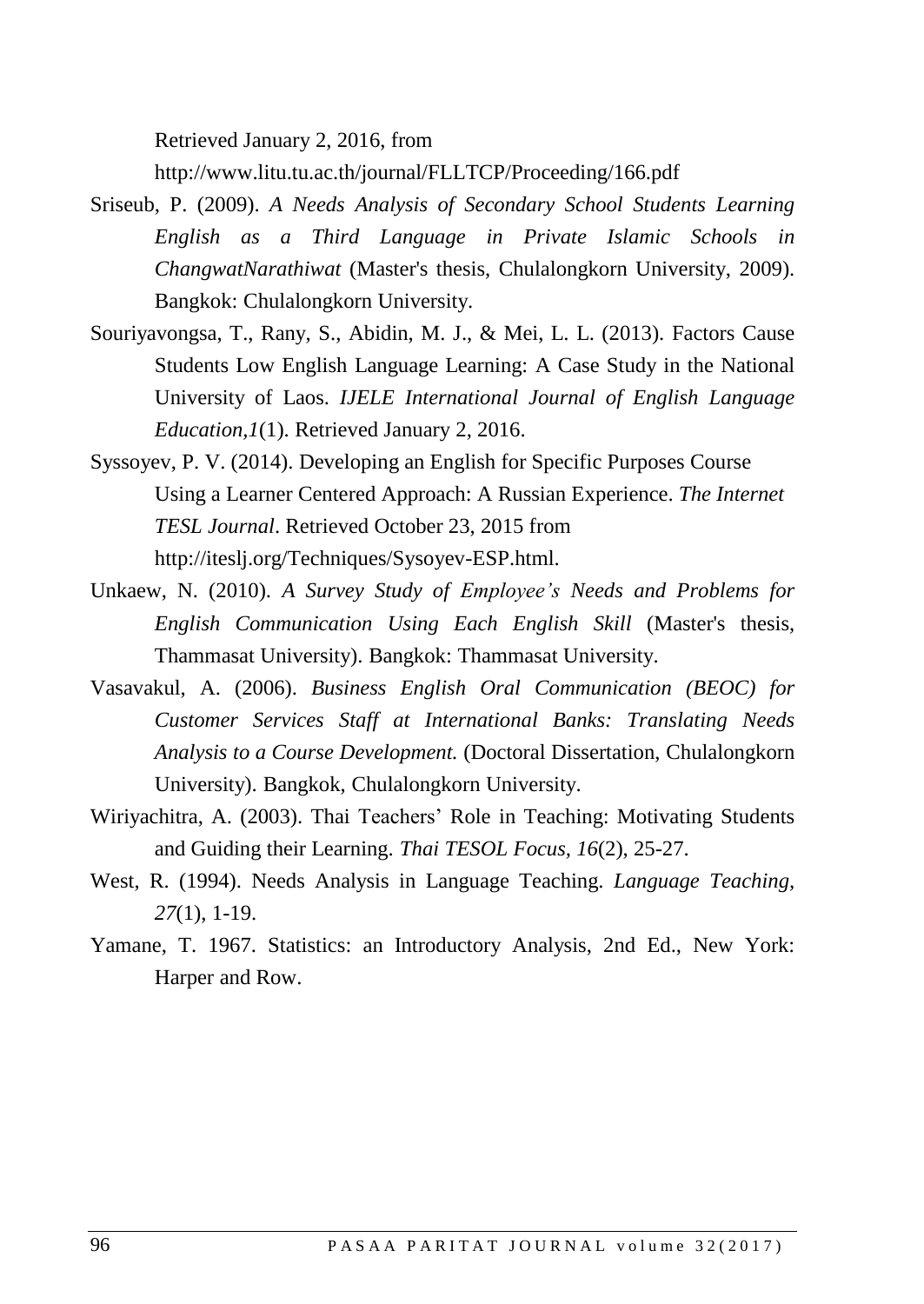Retrieved January 2, 2016, from http://www.litu.tu.ac.th/journal/FLLTCP/Proceeding/166.pdf

Sriseub, P. (2009). *A Needs Analysis of Secondary School Students Learning English as a Third Language in Private Islamic Schools in ChangwatNarathiwat* (Master's thesis, Chulalongkorn University, 2009). Bangkok: Chulalongkorn University.

Souriyavongsa, T., Rany, S., Abidin, M. J., & Mei, L. L. (2013). Factors Cause Students Low English Language Learning: A Case Study in the National University of Laos. *IJELE International Journal of English Language Education,1*(1). Retrieved January 2, 2016.

Syssoyev, P. V. (2014). Developing an English for Specific Purposes Course Using a Learner Centered Approach: A Russian Experience. *The Internet TESL Journal*. Retrieved October 23, 2015 from http://iteslj.org/Techniques/Sysoyev-ESP.html.

Unkaew, N. (2010). *A Survey Study of Employee's Needs and Problems for English Communication Using Each English Skill* (Master's thesis, Thammasat University). Bangkok: Thammasat University.

Vasavakul, A. (2006). *Business English Oral Communication (BEOC) for Customer Services Staff at International Banks: Translating Needs Analysis to a Course Development.* (Doctoral Dissertation, Chulalongkorn University). Bangkok, Chulalongkorn University.

Wiriyachitra, A. (2003). Thai Teachers' Role in Teaching: Motivating Students and Guiding their Learning. *Thai TESOL Focus, 16*(2), 25-27.

West, R. (1994). Needs Analysis in Language Teaching. *Language Teaching, 27*(1), 1-19.

Yamane, T. 1967. Statistics: an Introductory Analysis, 2nd Ed., New York: Harper and Row.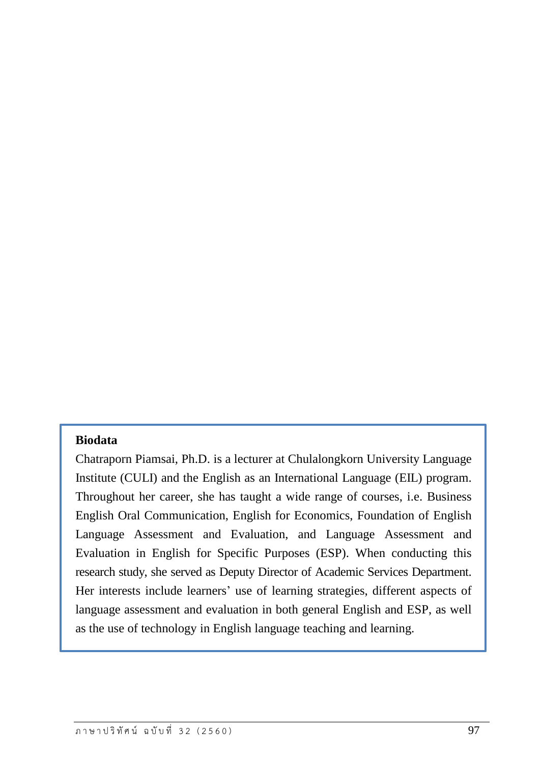**Biodata**

Chatraporn Piamsai, Ph.D. is a lecturer at Chulalongkorn University Language Institute (CULI) and the English as an International Language (EIL) program. Throughout her career, she has taught a wide range of courses, i.e. Business English Oral Communication, English for Economics, Foundation of English Language Assessment and Evaluation, and Language Assessment and Evaluation in English for Specific Purposes (ESP). When conducting this research study, she served as Deputy Director of Academic Services Department. Her interests include learners' use of learning strategies, different aspects of language assessment and evaluation in both general English and ESP, as well as the use of technology in English language teaching and learning.